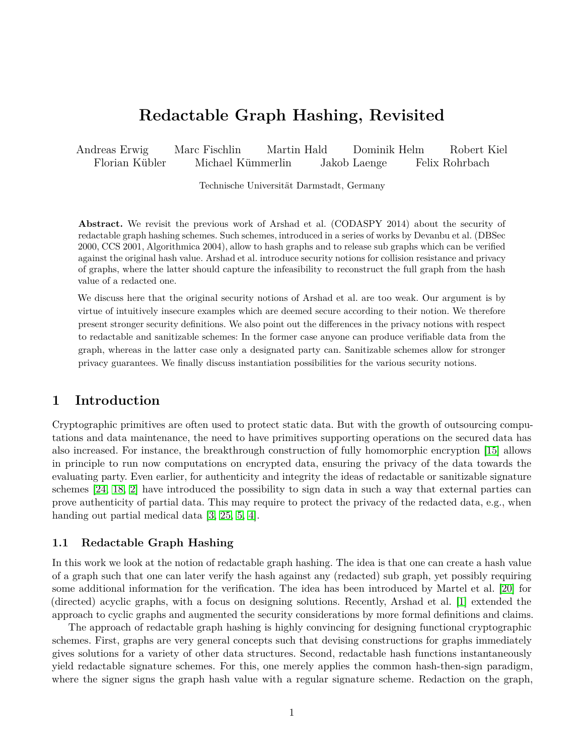# Redactable Graph Hashing, Revisited

Andreas Erwig Marc Fischlin Martin Hald Dominik Helm Robert Kiel
Florian Kübler Michael Kümmerlin Jakob Laenge Felix Rohrbach

Technische Universität Darmstadt, Germany

**Abstract.** We revisit the previous work of Arshad et al. (CODASPY 2014) about the security of redactable graph hashing schemes. Such schemes, introduced in a series of works by Devanbu et al. (DBSec 2000, CCS 2001, Algorithmica 2004), allow to hash graphs and to release sub graphs which can be verified against the original hash value. Arshad et al. introduce security notions for collision resistance and privacy of graphs, where the latter should capture the infeasibility to reconstruct the full graph from the hash value of a redacted one.

We discuss here that the original security notions of Arshad et al. are too weak. Our argument is by virtue of intuitively insecure examples which are deemed secure according to their notion. We therefore present stronger security definitions. We also point out the differences in the privacy notions with respect to redactable and sanitizable schemes: In the former case anyone can produce verifiable data from the graph, whereas in the latter case only a designated party can. Sanitizable schemes allow for stronger privacy guarantees. We finally discuss instantiation possibilities for the various security notions.

## 1 Introduction

Cryptographic primitives are often used to protect static data. But with the growth of outsourcing computations and data maintenance, the need to have primitives supporting operations on the secured data has also increased. For instance, the breakthrough construction of fully homomorphic encryption [15] allows in principle to run now computations on encrypted data, ensuring the privacy of the data towards the evaluating party. Even earlier, for authenticity and integrity the ideas of redactable or sanitizable signature schemes [24, 18, 2] have introduced the possibility to sign data in such a way that external parties can prove authenticity of partial data. This may require to protect the privacy of the redacted data, e.g., when handing out partial medical data [3, 25, 5, 4].

### 1.1 Redactable Graph Hashing

In this work we look at the notion of redactable graph hashing. The idea is that one can create a hash value of a graph such that one can later verify the hash against any (redacted) sub graph, yet possibly requiring some additional information for the verification. The idea has been introduced by Martel et al. [20] for (directed) acyclic graphs, with a focus on designing solutions. Recently, Arshad et al. [1] extended the approach to cyclic graphs and augmented the security considerations by more formal definitions and claims.

The approach of redactable graph hashing is highly convincing for designing functional cryptographic schemes. First, graphs are very general concepts such that devising constructions for graphs immediately gives solutions for a variety of other data structures. Second, redactable hash functions instantaneously yield redactable signature schemes. For this, one merely applies the common hash-then-sign paradigm, where the signer signs the graph hash value with a regular signature scheme. Redaction on the graph,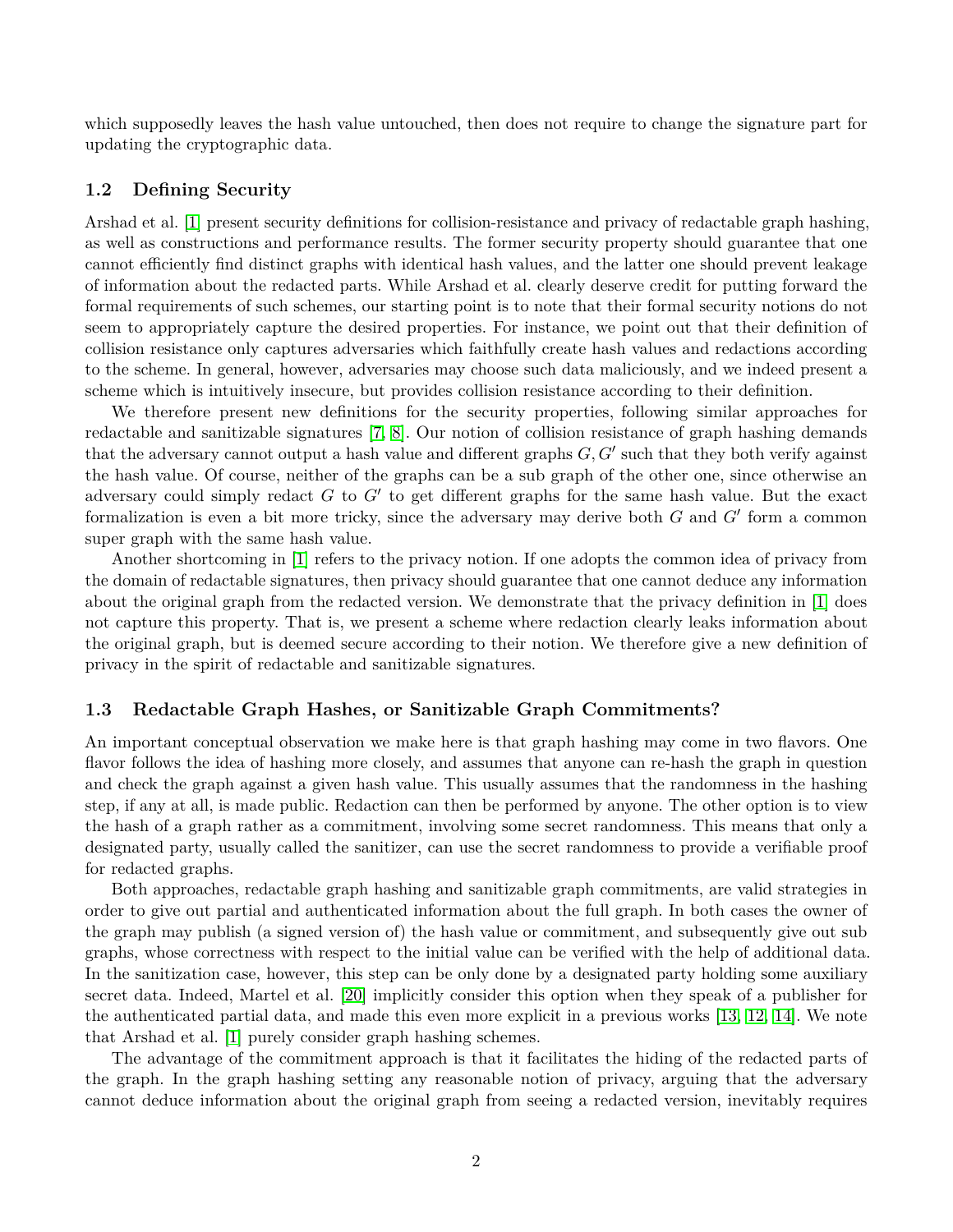which supposedly leaves the hash value untouched, then does not require to change the signature part for updating the cryptographic data.

### 1.2 Defining Security

Arshad et al. [1] present security definitions for collision-resistance and privacy of redactable graph hashing, as well as constructions and performance results. The former security property should guarantee that one cannot efficiently find distinct graphs with identical hash values, and the latter one should prevent leakage of information about the redacted parts. While Arshad et al. clearly deserve credit for putting forward the formal requirements of such schemes, our starting point is to note that their formal security notions do not seem to appropriately capture the desired properties. For instance, we point out that their definition of collision resistance only captures adversaries which faithfully create hash values and redactions according to the scheme. In general, however, adversaries may choose such data maliciously, and we indeed present a scheme which is intuitively insecure, but provides collision resistance according to their definition.

We therefore present new definitions for the security properties, following similar approaches for redactable and sanitizable signatures [7, 8]. Our notion of collision resistance of graph hashing demands that the adversary cannot output a hash value and different graphs $G, G'$ such that they both verify against the hash value. Of course, neither of the graphs can be a sub graph of the other one, since otherwise an adversary could simply redact $G$ to $G'$ to get different graphs for the same hash value. But the exact formalization is even a bit more tricky, since the adversary may derive both $G$ and $G'$ form a common super graph with the same hash value.

Another shortcoming in [1] refers to the privacy notion. If one adopts the common idea of privacy from the domain of redactable signatures, then privacy should guarantee that one cannot deduce any information about the original graph from the redacted version. We demonstrate that the privacy definition in [1] does not capture this property. That is, we present a scheme where redaction clearly leaks information about the original graph, but is deemed secure according to their notion. We therefore give a new definition of privacy in the spirit of redactable and sanitizable signatures.

### 1.3 Redactable Graph Hashes, or Sanitizable Graph Commitments?

An important conceptual observation we make here is that graph hashing may come in two flavors. One flavor follows the idea of hashing more closely, and assumes that anyone can re-hash the graph in question and check the graph against a given hash value. This usually assumes that the randomness in the hashing step, if any at all, is made public. Redaction can then be performed by anyone. The other option is to view the hash of a graph rather as a commitment, involving some secret randomness. This means that only a designated party, usually called the sanitizer, can use the secret randomness to provide a verifiable proof for redacted graphs.

Both approaches, redactable graph hashing and sanitizable graph commitments, are valid strategies in order to give out partial and authenticated information about the full graph. In both cases the owner of the graph may publish (a signed version of) the hash value or commitment, and subsequently give out sub graphs, whose correctness with respect to the initial value can be verified with the help of additional data. In the sanitization case, however, this step can be only done by a designated party holding some auxiliary secret data. Indeed, Martel et al. [20] implicitly consider this option when they speak of a publisher for the authenticated partial data, and made this even more explicit in a previous works [13, 12, 14]. We note that Arshad et al. [1] purely consider graph hashing schemes.

The advantage of the commitment approach is that it facilitates the hiding of the redacted parts of the graph. In the graph hashing setting any reasonable notion of privacy, arguing that the adversary cannot deduce information about the original graph from seeing a redacted version, inevitably requires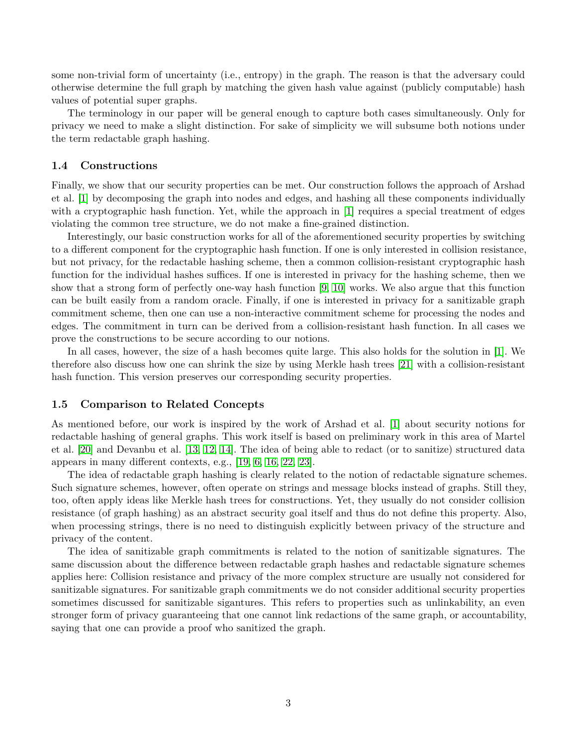some non-trivial form of uncertainty (i.e., entropy) in the graph. The reason is that the adversary could otherwise determine the full graph by matching the given hash value against (publicly computable) hash values of potential super graphs.

The terminology in our paper will be general enough to capture both cases simultaneously. Only for privacy we need to make a slight distinction. For sake of simplicity we will subsume both notions under the term redactable graph hashing.

### 1.4 Constructions

Finally, we show that our security properties can be met. Our construction follows the approach of Arshad et al. [1] by decomposing the graph into nodes and edges, and hashing all these components individually with a cryptographic hash function. Yet, while the approach in [1] requires a special treatment of edges violating the common tree structure, we do not make a fine-grained distinction.

Interestingly, our basic construction works for all of the aforementioned security properties by switching to a different component for the cryptographic hash function. If one is only interested in collision resistance, but not privacy, for the redactable hashing scheme, then a common collision-resistant cryptographic hash function for the individual hashes suffices. If one is interested in privacy for the hashing scheme, then we show that a strong form of perfectly one-way hash function [9, 10] works. We also argue that this function can be built easily from a random oracle. Finally, if one is interested in privacy for a sanitizable graph commitment scheme, then one can use a non-interactive commitment scheme for processing the nodes and edges. The commitment in turn can be derived from a collision-resistant hash function. In all cases we prove the constructions to be secure according to our notions.

In all cases, however, the size of a hash becomes quite large. This also holds for the solution in [1]. We therefore also discuss how one can shrink the size by using Merkle hash trees [21] with a collision-resistant hash function. This version preserves our corresponding security properties.

### 1.5 Comparison to Related Concepts

As mentioned before, our work is inspired by the work of Arshad et al. [1] about security notions for redactable hashing of general graphs. This work itself is based on preliminary work in this area of Martel et al. [20] and Devanbu et al. [13, 12, 14]. The idea of being able to redact (or to sanitize) structured data appears in many different contexts, e.g., [19, 6, 16, 22, 23].

The idea of redactable graph hashing is clearly related to the notion of redactable signature schemes. Such signature schemes, however, often operate on strings and message blocks instead of graphs. Still they, too, often apply ideas like Merkle hash trees for constructions. Yet, they usually do not consider collision resistance (of graph hashing) as an abstract security goal itself and thus do not define this property. Also, when processing strings, there is no need to distinguish explicitly between privacy of the structure and privacy of the content.

The idea of sanitizable graph commitments is related to the notion of sanitizable signatures. The same discussion about the difference between redactable graph hashes and redactable signature schemes applies here: Collision resistance and privacy of the more complex structure are usually not considered for sanitizable signatures. For sanitizable graph commitments we do not consider additional security properties sometimes discussed for sanitizable sigantures. This refers to properties such as unlinkability, an even stronger form of privacy guaranteeing that one cannot link redactions of the same graph, or accountability, saying that one can provide a proof who sanitized the graph.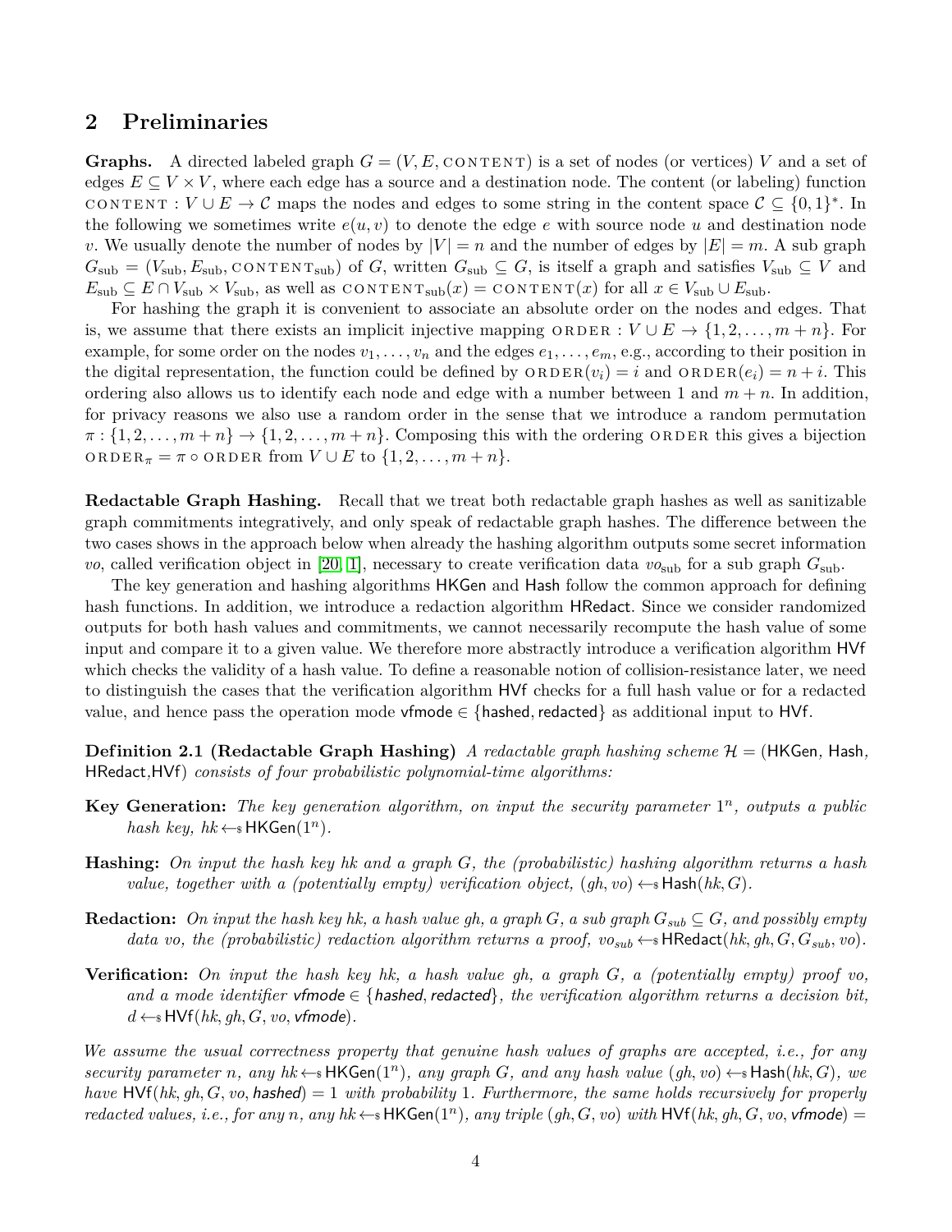## 2 Preliminaries

**Graphs.** A directed labeled graph $G = (V, E, \textsc{content})$ is a set of nodes (or vertices) $V$ and a set of edges $E \subseteq V \times V$, where each edge has a source and a destination node. The content (or labeling) function $\textsc{content} : V \cup E \to \mathcal{C}$ maps the nodes and edges to some string in the content space $\mathcal{C} \subseteq \{0,1\}^*$. In the following we sometimes write $e(u, v)$ to denote the edge $e$ with source node $u$ and destination node $v$. We usually denote the number of nodes by $|V| = n$ and the number of edges by $|E| = m$. A sub graph $G_{\text{sub}} = (V_{\text{sub}}, E_{\text{sub}}, \textsc{content}_{\text{sub}})$ of $G$, written $G_{\text{sub}} \subseteq G$, is itself a graph and satisfies $V_{\text{sub}} \subseteq V$ and $E_{\text{sub}} \subseteq E \cap V_{\text{sub}} \times V_{\text{sub}}$, as well as $\textsc{content}_{\text{sub}}(x) = \textsc{content}(x)$ for all $x \in V_{\text{sub}} \cup E_{\text{sub}}$.

For hashing the graph it is convenient to associate an absolute order on the nodes and edges. That is, we assume that there exists an implicit injective mapping $\textsc{order} : V \cup E \to \{1, 2, \ldots, m + n\}$. For example, for some order on the nodes $v_1, \ldots, v_n$ and the edges $e_1, \ldots, e_m$, e.g., according to their position in the digital representation, the function could be defined by $\textsc{order}(v_i) = i$ and $\textsc{order}(e_i) = n + i$. This ordering also allows us to identify each node and edge with a number between 1 and $m + n$. In addition, for privacy reasons we also use a random order in the sense that we introduce a random permutation $\pi : \{1, 2, \ldots, m + n\} \to \{1, 2, \ldots, m + n\}$. Composing this with the ordering $\textsc{order}$ this gives a bijection $\textsc{order}_\pi = \pi \circ \textsc{order}$ from $V \cup E$ to $\{1, 2, \ldots, m + n\}$.

**Redactable Graph Hashing.** Recall that we treat both redactable graph hashes as well as sanitizable graph commitments integratively, and only speak of redactable graph hashes. The difference between the two cases shows in the approach below when already the hashing algorithm outputs some secret information $vo$, called verification object in [20, 1], necessary to create verification data $vo_{\text{sub}}$ for a sub graph $G_{\text{sub}}$.

The key generation and hashing algorithms $\mathsf{HKGen}$ and $\mathsf{Hash}$ follow the common approach for defining hash functions. In addition, we introduce a redaction algorithm $\mathsf{HRedact}$. Since we consider randomized outputs for both hash values and commitments, we cannot necessarily recompute the hash value of some input and compare it to a given value. We therefore more abstractly introduce a verification algorithm $\mathsf{HVf}$ which checks the validity of a hash value. To define a reasonable notion of collision-resistance later, we need to distinguish the cases that the verification algorithm $\mathsf{HVf}$ checks for a full hash value or for a redacted value, and hence pass the operation mode $\mathsf{vfmode} \in \{\mathsf{hashed}, \mathsf{redacted}\}$ as additional input to $\mathsf{HVf}$.

**Definition 2.1 (Redactable Graph Hashing)** *A redactable graph hashing scheme $\mathcal{H} = (\mathsf{HKGen}, \mathsf{Hash}, \mathsf{HRedact}, \mathsf{HVf})$ consists of four probabilistic polynomial-time algorithms:*

**Key Generation:** *The key generation algorithm, on input the security parameter $1^n$, outputs a public hash key, $hk \leftarrow_{\$} \mathsf{HKGen}(1^n)$.*

**Hashing:** *On input the hash key $hk$ and a graph $G$, the (probabilistic) hashing algorithm returns a hash value, together with a (potentially empty) verification object, $(gh, vo) \leftarrow_{\$} \mathsf{Hash}(hk, G)$.*

**Redaction:** *On input the hash key $hk$, a hash value $gh$, a graph $G$, a sub graph $G_{sub} \subseteq G$, and possibly empty data $vo$, the (probabilistic) redaction algorithm returns a proof, $vo_{sub} \leftarrow_{\$} \mathsf{HRedact}(hk, gh, G, G_{sub}, vo)$.*

**Verification:** *On input the hash key $hk$, a hash value $gh$, a graph $G$, a (potentially empty) proof $vo$, and a mode identifier $\mathsf{vfmode} \in \{\mathsf{hashed}, \mathsf{redacted}\}$, the verification algorithm returns a decision bit, $d \leftarrow_{\$} \mathsf{HVf}(hk, gh, G, vo, \mathsf{vfmode})$.*

*We assume the usual correctness property that genuine hash values of graphs are accepted, i.e., for any security parameter $n$, any $hk \leftarrow_{\$} \mathsf{HKGen}(1^n)$, any graph $G$, and any hash value $(gh, vo) \leftarrow_{\$} \mathsf{Hash}(hk, G)$, we have $\mathsf{HVf}(hk, gh, G, vo, \mathsf{hashed}) = 1$ with probability 1. Furthermore, the same holds recursively for properly redacted values, i.e., for any $n$, any $hk \leftarrow_{\$} \mathsf{HKGen}(1^n)$, any triple $(gh, G, vo)$ with $\mathsf{HVf}(hk, gh, G, vo, \mathsf{vfmode}) =$*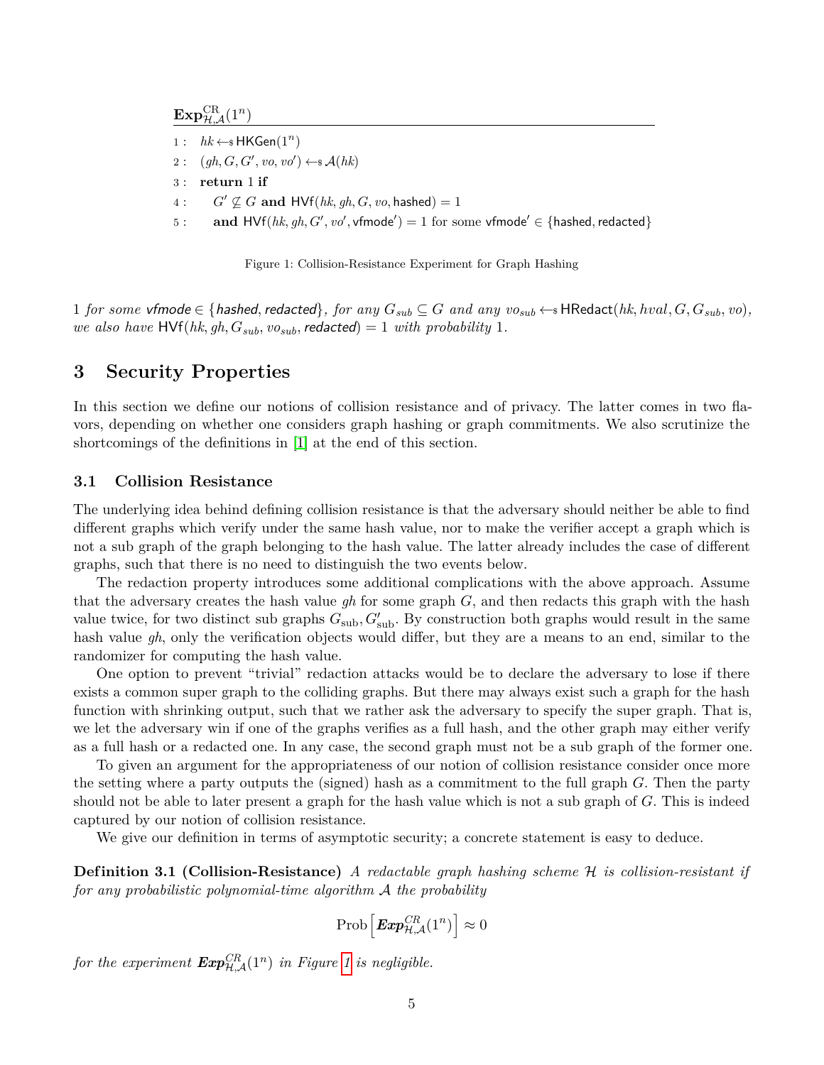$\mathbf{Exp}^{\mathrm{CR}}_{\mathcal{H},\mathcal{A}}(1^n)$

```
1 :  hk ←$ HKGen(1^n)
2 :  (gh, G, G', vo, vo') ←$ A(hk)
3 :  return 1 if
4 :     G' ⊈ G and HVf(hk, gh, G, vo, hashed) = 1
5 :     and HVf(hk, gh, G', vo', vfmode') = 1 for some vfmode' ∈ {hashed, redacted}
```

Figure 1: Collision-Resistance Experiment for Graph Hashing

*1 for some* $\mathsf{vfmode} \in \{\mathsf{hashed}, \mathsf{redacted}\}$*, for any* $G_{sub} \subseteq G$ *and any* $vo_{sub} \leftarrow\!\!\$\ \mathsf{HRedact}(hk, hval, G, G_{sub}, vo)$*, we also have* $\mathsf{HVf}(hk, gh, G_{sub}, vo_{sub}, \mathsf{redacted}) = 1$ *with probability* 1*.*

# 3 Security Properties

In this section we define our notions of collision resistance and of privacy. The latter comes in two flavors, depending on whether one considers graph hashing or graph commitments. We also scrutinize the shortcomings of the definitions in [1] at the end of this section.

## 3.1 Collision Resistance

The underlying idea behind defining collision resistance is that the adversary should neither be able to find different graphs which verify under the same hash value, nor to make the verifier accept a graph which is not a sub graph of the graph belonging to the hash value. The latter already includes the case of different graphs, such that there is no need to distinguish the two events below.

The redaction property introduces some additional complications with the above approach. Assume that the adversary creates the hash value $gh$ for some graph $G$, and then redacts this graph with the hash value twice, for two distinct sub graphs $G_{\mathrm{sub}}, G'_{\mathrm{sub}}$. By construction both graphs would result in the same hash value $gh$, only the verification objects would differ, but they are a means to an end, similar to the randomizer for computing the hash value.

One option to prevent "trivial" redaction attacks would be to declare the adversary to lose if there exists a common super graph to the colliding graphs. But there may always exist such a graph for the hash function with shrinking output, such that we rather ask the adversary to specify the super graph. That is, we let the adversary win if one of the graphs verifies as a full hash, and the other graph may either verify as a full hash or a redacted one. In any case, the second graph must not be a sub graph of the former one.

To given an argument for the appropriateness of our notion of collision resistance consider once more the setting where a party outputs the (signed) hash as a commitment to the full graph $G$. Then the party should not be able to later present a graph for the hash value which is not a sub graph of $G$. This is indeed captured by our notion of collision resistance.

We give our definition in terms of asymptotic security; a concrete statement is easy to deduce.

**Definition 3.1 (Collision-Resistance)** *A redactable graph hashing scheme* $\mathcal{H}$ *is collision-resistant if for any probabilistic polynomial-time algorithm* $\mathcal{A}$ *the probability*

$$\mathrm{Prob}\left[\boldsymbol{Exp}^{CR}_{\mathcal{H},\mathcal{A}}(1^n)\right] \approx 0$$

*for the experiment* $\boldsymbol{Exp}^{CR}_{\mathcal{H},\mathcal{A}}(1^n)$ *in Figure 1 is negligible.*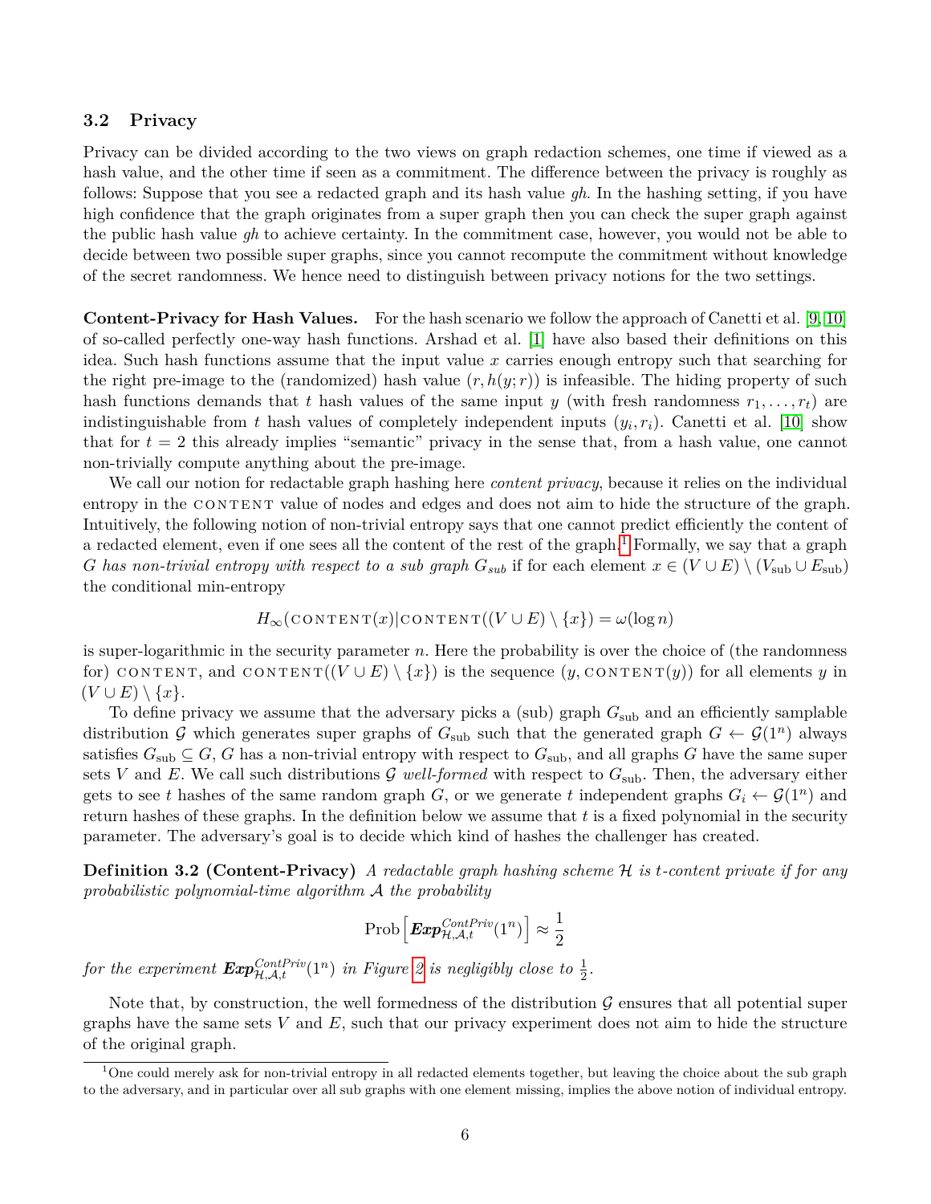### 3.2 Privacy

Privacy can be divided according to the two views on graph redaction schemes, one time if viewed as a hash value, and the other time if seen as a commitment. The difference between the privacy is roughly as follows: Suppose that you see a redacted graph and its hash value *gh*. In the hashing setting, if you have high confidence that the graph originates from a super graph then you can check the super graph against the public hash value *gh* to achieve certainty. In the commitment case, however, you would not be able to decide between two possible super graphs, since you cannot recompute the commitment without knowledge of the secret randomness. We hence need to distinguish between privacy notions for the two settings.

**Content-Privacy for Hash Values.** For the hash scenario we follow the approach of Canetti et al. [9, 10] of so-called perfectly one-way hash functions. Arshad et al. [1] have also based their definitions on this idea. Such hash functions assume that the input value $x$ carries enough entropy such that searching for the right pre-image to the (randomized) hash value $(r, h(y; r))$ is infeasible. The hiding property of such hash functions demands that $t$ hash values of the same input $y$ (with fresh randomness $r_1, \ldots, r_t$) are indistinguishable from $t$ hash values of completely independent inputs $(y_i, r_i)$. Canetti et al. [10] show that for $t = 2$ this already implies "semantic" privacy in the sense that, from a hash value, one cannot non-trivially compute anything about the pre-image.

We call our notion for redactable graph hashing here *content privacy*, because it relies on the individual entropy in the CONTENT value of nodes and edges and does not aim to hide the structure of the graph. Intuitively, the following notion of non-trivial entropy says that one cannot predict efficiently the content of a redacted element, even if one sees all the content of the rest of the graph.[1] Formally, we say that a graph $G$ *has non-trivial entropy with respect to a sub graph* $G_{sub}$ if for each element $x \in (V \cup E) \setminus (V_{\text{sub}} \cup E_{\text{sub}})$ the conditional min-entropy

$$H_\infty(\textsc{content}(x)|\textsc{content}((V \cup E) \setminus \{x\}) = \omega(\log n)$$

is super-logarithmic in the security parameter $n$. Here the probability is over the choice of (the randomness for) CONTENT, and $\textsc{content}((V \cup E) \setminus \{x\})$ is the sequence $(y, \textsc{content}(y))$ for all elements $y$ in $(V \cup E) \setminus \{x\}$.

To define privacy we assume that the adversary picks a (sub) graph $G_{\text{sub}}$ and an efficiently samplable distribution $\mathcal{G}$ which generates super graphs of $G_{\text{sub}}$ such that the generated graph $G \leftarrow \mathcal{G}(1^n)$ always satisfies $G_{\text{sub}} \subseteq G$, $G$ has a non-trivial entropy with respect to $G_{\text{sub}}$, and all graphs $G$ have the same super sets $V$ and $E$. We call such distributions $\mathcal{G}$ *well-formed* with respect to $G_{\text{sub}}$. Then, the adversary either gets to see $t$ hashes of the same random graph $G$, or we generate $t$ independent graphs $G_i \leftarrow \mathcal{G}(1^n)$ and return hashes of these graphs. In the definition below we assume that $t$ is a fixed polynomial in the security parameter. The adversary's goal is to decide which kind of hashes the challenger has created.

**Definition 3.2 (Content-Privacy)** *A redactable graph hashing scheme $\mathcal{H}$ is $t$-content private if for any probabilistic polynomial-time algorithm $\mathcal{A}$ the probability*

$$\text{Prob}\left[\textbf{\textit{Exp}}^{ContPriv}_{\mathcal{H},\mathcal{A},t}(1^n)\right] \approx \frac{1}{2}$$

*for the experiment $\textbf{\textit{Exp}}^{ContPriv}_{\mathcal{H},\mathcal{A},t}(1^n)$ in Figure 2 is negligibly close to $\frac{1}{2}$.*

Note that, by construction, the well formedness of the distribution $\mathcal{G}$ ensures that all potential super graphs have the same sets $V$ and $E$, such that our privacy experiment does not aim to hide the structure of the original graph.

[1] One could merely ask for non-trivial entropy in all redacted elements together, but leaving the choice about the sub graph to the adversary, and in particular over all sub graphs with one element missing, implies the above notion of individual entropy.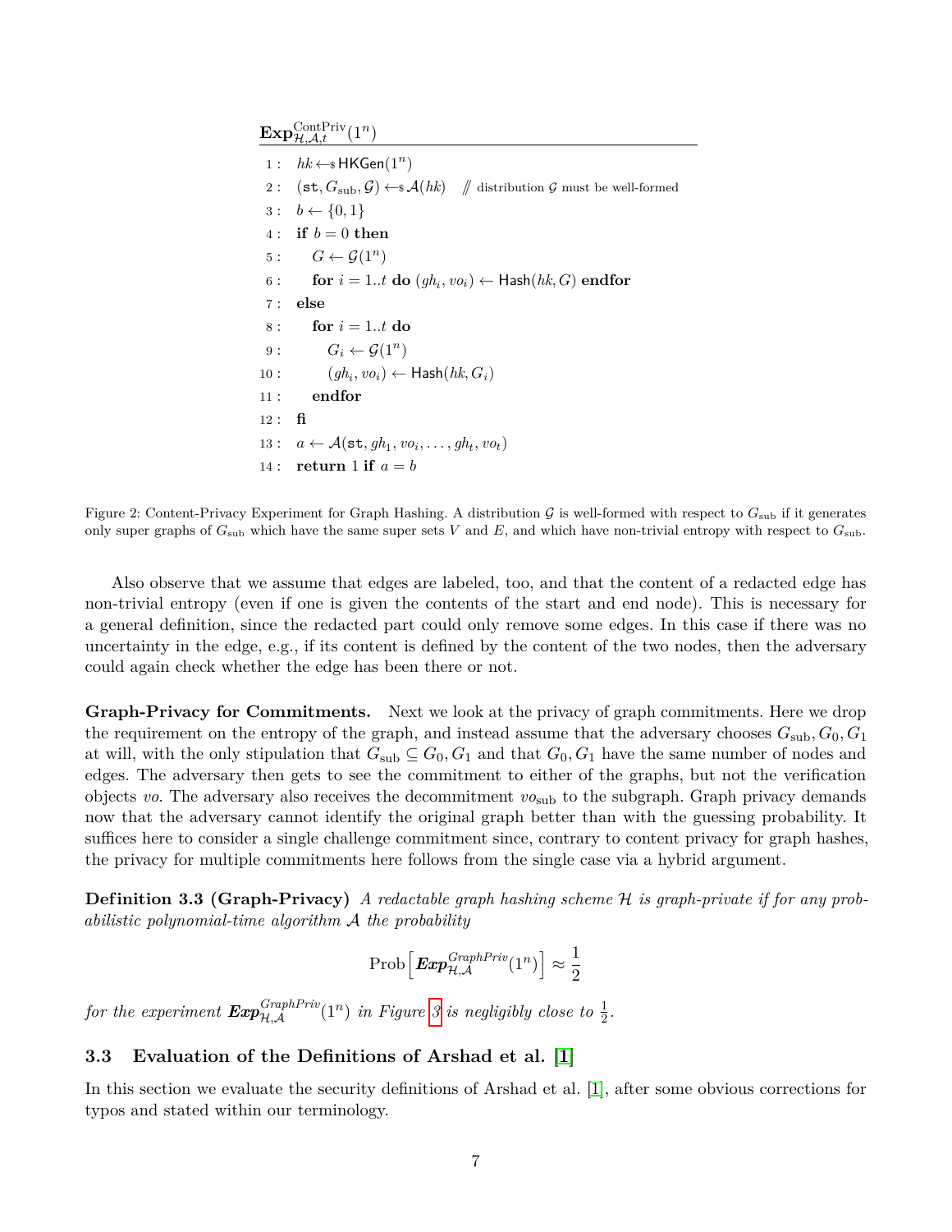$\mathbf{Exp}^{\mathrm{ContPriv}}_{\mathcal{H},\mathcal{A},t}(1^n)$

```
1 :  hk ←$ HKGen(1^n)
2 :  (st, G_sub, 𝒢) ←$ 𝒜(hk)    // distribution 𝒢 must be well-formed
3 :  b ← {0,1}
4 :  if b = 0 then
5 :     G ← 𝒢(1^n)
6 :     for i = 1..t do (gh_i, vo_i) ← Hash(hk, G) endfor
7 :  else
8 :     for i = 1..t do
9 :        G_i ← 𝒢(1^n)
10 :       (gh_i, vo_i) ← Hash(hk, G_i)
11 :    endfor
12 : fi
13 : a ← 𝒜(st, gh_1, vo_i, ..., gh_t, vo_t)
14 : return 1 if a = b
```

Figure 2: Content-Privacy Experiment for Graph Hashing. A distribution $\mathcal{G}$ is well-formed with respect to $G_{\mathrm{sub}}$ if it generates only super graphs of $G_{\mathrm{sub}}$ which have the same super sets $V$ and $E$, and which have non-trivial entropy with respect to $G_{\mathrm{sub}}$.

Also observe that we assume that edges are labeled, too, and that the content of a redacted edge has non-trivial entropy (even if one is given the contents of the start and end node). This is necessary for a general definition, since the redacted part could only remove some edges. In this case if there was no uncertainty in the edge, e.g., if its content is defined by the content of the two nodes, then the adversary could again check whether the edge has been there or not.

**Graph-Privacy for Commitments.** Next we look at the privacy of graph commitments. Here we drop the requirement on the entropy of the graph, and instead assume that the adversary chooses $G_{\mathrm{sub}}, G_0, G_1$ at will, with the only stipulation that $G_{\mathrm{sub}} \subseteq G_0, G_1$ and that $G_0, G_1$ have the same number of nodes and edges. The adversary then gets to see the commitment to either of the graphs, but not the verification objects *vo*. The adversary also receives the decommitment $vo_{\mathrm{sub}}$ to the subgraph. Graph privacy demands now that the adversary cannot identify the original graph better than with the guessing probability. It suffices here to consider a single challenge commitment since, contrary to content privacy for graph hashes, the privacy for multiple commitments here follows from the single case via a hybrid argument.

**Definition 3.3 (Graph-Privacy)** *A redactable graph hashing scheme $\mathcal{H}$ is graph-private if for any probabilistic polynomial-time algorithm $\mathcal{A}$ the probability*

$$\mathrm{Prob}\left[\boldsymbol{Exp}^{GraphPriv}_{\mathcal{H},\mathcal{A}}(1^n)\right] \approx \frac{1}{2}$$

*for the experiment $\boldsymbol{Exp}^{GraphPriv}_{\mathcal{H},\mathcal{A}}(1^n)$ in Figure 3 is negligibly close to $\frac{1}{2}$.*

### 3.3 Evaluation of the Definitions of Arshad et al. [1]

In this section we evaluate the security definitions of Arshad et al. [1], after some obvious corrections for typos and stated within our terminology.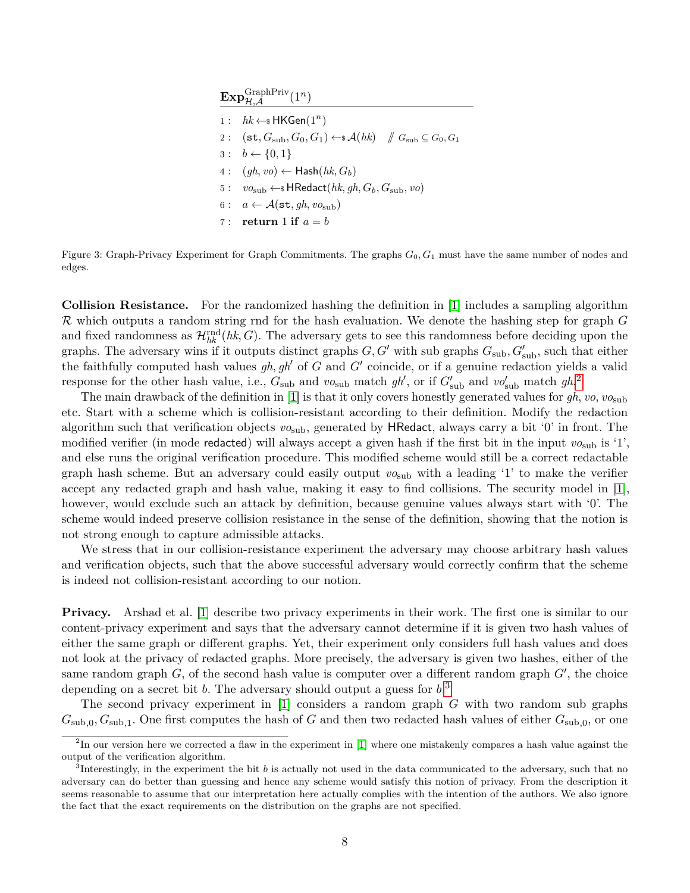$$\mathbf{Exp}_{\mathcal{H},\mathcal{A}}^{\text{GraphPriv}}(1^n)$$

```
1 : hk ←$ HKGen(1^n)
2 : (st, G_sub, G_0, G_1) ←$ A(hk)    // G_sub ⊆ G_0, G_1
3 : b ← {0,1}
4 : (gh, vo) ← Hash(hk, G_b)
5 : vo_sub ←$ HRedact(hk, gh, G_b, G_sub, vo)
6 : a ← A(st, gh, vo_sub)
7 : return 1 if a = b
```

Figure 3: Graph-Privacy Experiment for Graph Commitments. The graphs $G_0, G_1$ must have the same number of nodes and edges.

**Collision Resistance.** For the randomized hashing the definition in [1] includes a sampling algorithm $\mathcal{R}$ which outputs a random string rnd for the hash evaluation. We denote the hashing step for graph $G$ and fixed randomness as $\mathcal{H}_{hk}^{\text{rnd}}(hk, G)$. The adversary gets to see this randomness before deciding upon the graphs. The adversary wins if it outputs distinct graphs $G, G'$ with sub graphs $G_{\text{sub}}, G'_{\text{sub}}$, such that either the faithfully computed hash values $gh, gh'$ of $G$ and $G'$ coincide, or if a genuine redaction yields a valid response for the other hash value, i.e., $G_{\text{sub}}$ and $vo_{\text{sub}}$ match $gh'$, or if $G'_{\text{sub}}$ and $vo'_{\text{sub}}$ match $gh$.[2]

The main drawback of the definition in [1] is that it only covers honestly generated values for $gh$, $vo$, $vo_{\text{sub}}$ etc. Start with a scheme which is collision-resistant according to their definition. Modify the redaction algorithm such that verification objects $vo_{\text{sub}}$, generated by HRedact, always carry a bit '0' in front. The modified verifier (in mode redacted) will always accept a given hash if the first bit in the input $vo_{\text{sub}}$ is '1', and else runs the original verification procedure. This modified scheme would still be a correct redactable graph hash scheme. But an adversary could easily output $vo_{\text{sub}}$ with a leading '1' to make the verifier accept any redacted graph and hash value, making it easy to find collisions. The security model in [1], however, would exclude such an attack by definition, because genuine values always start with '0'. The scheme would indeed preserve collision resistance in the sense of the definition, showing that the notion is not strong enough to capture admissible attacks.

We stress that in our collision-resistance experiment the adversary may choose arbitrary hash values and verification objects, such that the above successful adversary would correctly confirm that the scheme is indeed not collision-resistant according to our notion.

**Privacy.** Arshad et al. [1] describe two privacy experiments in their work. The first one is similar to our content-privacy experiment and says that the adversary cannot determine if it is given two hash values of either the same graph or different graphs. Yet, their experiment only considers full hash values and does not look at the privacy of redacted graphs. More precisely, the adversary is given two hashes, either of the same random graph $G$, of the second hash value is computer over a different random graph $G'$, the choice depending on a secret bit $b$. The adversary should output a guess for $b$.[3]

The second privacy experiment in [1] considers a random graph $G$ with two random sub graphs $G_{\text{sub},0}, G_{\text{sub},1}$. One first computes the hash of $G$ and then two redacted hash values of either $G_{\text{sub},0}$, or one

[2] In our version here we corrected a flaw in the experiment in [1] where one mistakenly compares a hash value against the output of the verification algorithm.

[3] Interestingly, in the experiment the bit $b$ is actually not used in the data communicated to the adversary, such that no adversary can do better than guessing and hence any scheme would satisfy this notion of privacy. From the description it seems reasonable to assume that our interpretation here actually complies with the intention of the authors. We also ignore the fact that the exact requirements on the distribution on the graphs are not specified.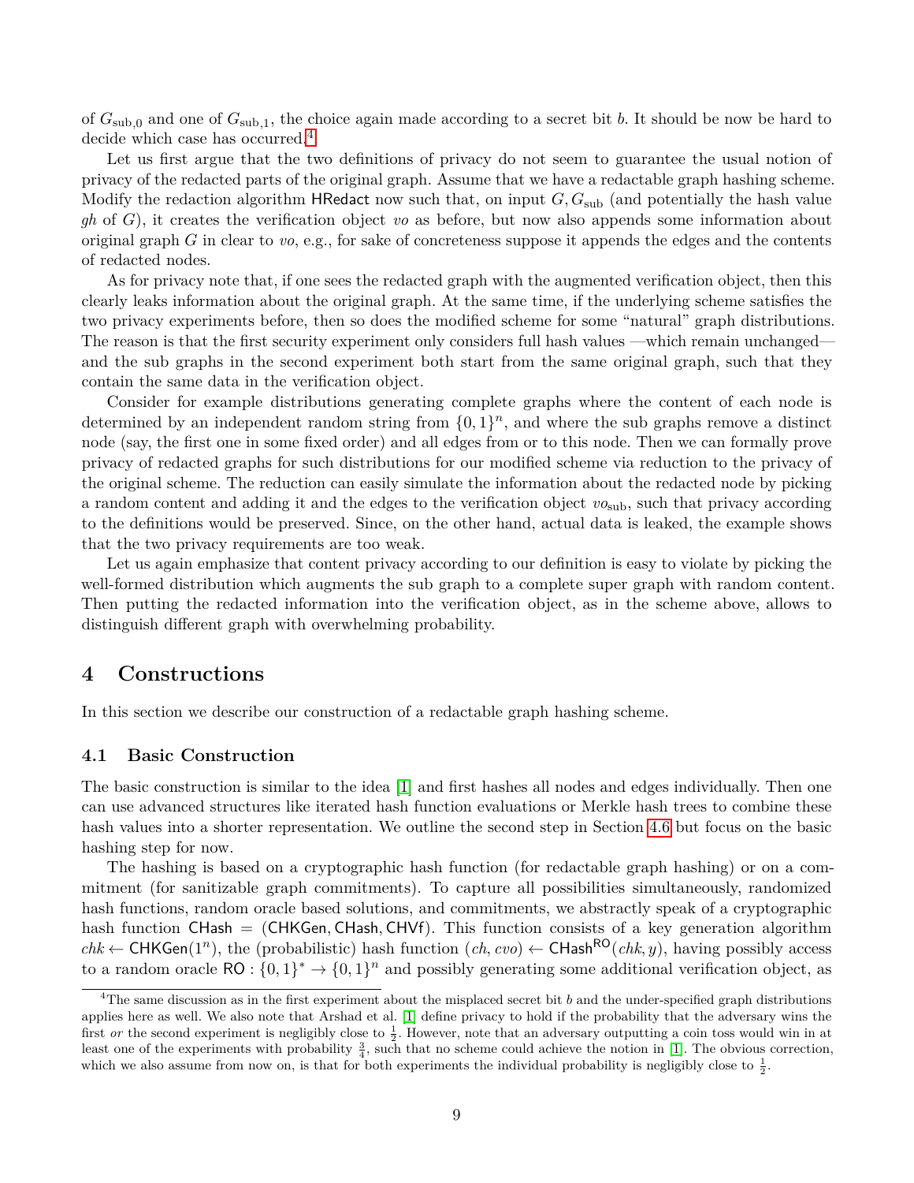of $G_{\text{sub},0}$ and one of $G_{\text{sub},1}$, the choice again made according to a secret bit $b$. It should be now be hard to decide which case has occurred.[4]

Let us first argue that the two definitions of privacy do not seem to guarantee the usual notion of privacy of the redacted parts of the original graph. Assume that we have a redactable graph hashing scheme. Modify the redaction algorithm $\mathsf{HRedact}$ now such that, on input $G, G_{\text{sub}}$ (and potentially the hash value $gh$ of $G$), it creates the verification object $vo$ as before, but now also appends some information about original graph $G$ in clear to $vo$, e.g., for sake of concreteness suppose it appends the edges and the contents of redacted nodes.

As for privacy note that, if one sees the redacted graph with the augmented verification object, then this clearly leaks information about the original graph. At the same time, if the underlying scheme satisfies the two privacy experiments before, then so does the modified scheme for some "natural" graph distributions. The reason is that the first security experiment only considers full hash values —which remain unchanged— and the sub graphs in the second experiment both start from the same original graph, such that they contain the same data in the verification object.

Consider for example distributions generating complete graphs where the content of each node is determined by an independent random string from $\{0,1\}^n$, and where the sub graphs remove a distinct node (say, the first one in some fixed order) and all edges from or to this node. Then we can formally prove privacy of redacted graphs for such distributions for our modified scheme via reduction to the privacy of the original scheme. The reduction can easily simulate the information about the redacted node by picking a random content and adding it and the edges to the verification object $vo_{\text{sub}}$, such that privacy according to the definitions would be preserved. Since, on the other hand, actual data is leaked, the example shows that the two privacy requirements are too weak.

Let us again emphasize that content privacy according to our definition is easy to violate by picking the well-formed distribution which augments the sub graph to a complete super graph with random content. Then putting the redacted information into the verification object, as in the scheme above, allows to distinguish different graph with overwhelming probability.

## 4 Constructions

In this section we describe our construction of a redactable graph hashing scheme.

### 4.1 Basic Construction

The basic construction is similar to the idea [1] and first hashes all nodes and edges individually. Then one can use advanced structures like iterated hash function evaluations or Merkle hash trees to combine these hash values into a shorter representation. We outline the second step in Section 4.6 but focus on the basic hashing step for now.

The hashing is based on a cryptographic hash function (for redactable graph hashing) or on a commitment (for sanitizable graph commitments). To capture all possibilities simultaneously, randomized hash functions, random oracle based solutions, and commitments, we abstractly speak of a cryptographic hash function $\mathsf{CHash} = (\mathsf{CHKGen}, \mathsf{CHash}, \mathsf{CHVf})$. This function consists of a key generation algorithm $chk \leftarrow \mathsf{CHKGen}(1^n)$, the (probabilistic) hash function $(ch, cvo) \leftarrow \mathsf{CHash}^{\mathsf{RO}}(chk, y)$, having possibly access to a random oracle $\mathsf{RO} : \{0,1\}^* \rightarrow \{0,1\}^n$ and possibly generating some additional verification object, as

[4] The same discussion as in the first experiment about the misplaced secret bit $b$ and the under-specified graph distributions applies here as well. We also note that Arshad et al. [1] define privacy to hold if the probability that the adversary wins the first *or* the second experiment is negligibly close to $\frac{1}{2}$. However, note that an adversary outputting a coin toss would win in at least one of the experiments with probability $\frac{3}{4}$, such that no scheme could achieve the notion in [1]. The obvious correction, which we also assume from now on, is that for both experiments the individual probability is negligibly close to $\frac{1}{2}$.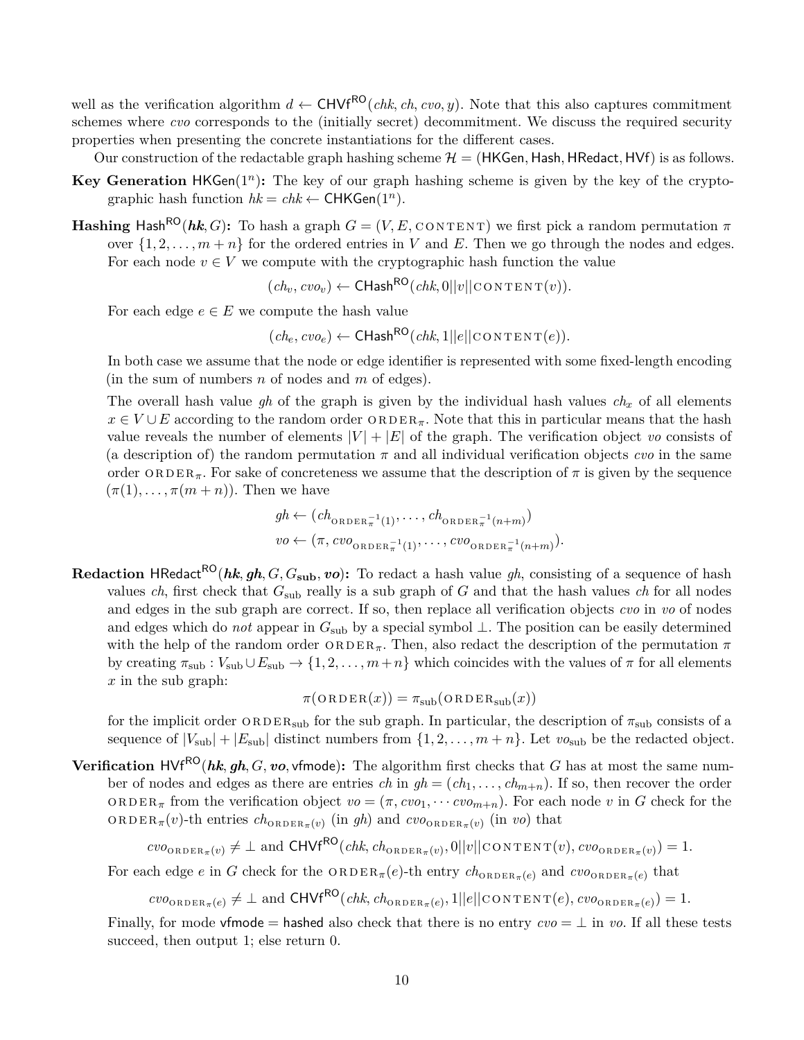well as the verification algorithm $d \leftarrow \mathsf{CHVf}^{\mathsf{RO}}(chk, ch, cvo, y)$. Note that this also captures commitment schemes where *cvo* corresponds to the (initially secret) decommitment. We discuss the required security properties when presenting the concrete instantiations for the different cases.

Our construction of the redactable graph hashing scheme $\mathcal{H} = (\mathsf{HKGen}, \mathsf{Hash}, \mathsf{HRedact}, \mathsf{HVf})$ is as follows.

**Key Generation** $\mathsf{HKGen}(1^n)$**:** The key of our graph hashing scheme is given by the key of the cryptographic hash function $hk = chk \leftarrow \mathsf{CHKGen}(1^n)$.

**Hashing** $\mathsf{Hash}^{\mathsf{RO}}(\boldsymbol{hk}, G)$**:** To hash a graph $G = (V, E, \textsc{content})$ we first pick a random permutation $\pi$ over $\{1, 2, \ldots, m+n\}$ for the ordered entries in $V$ and $E$. Then we go through the nodes and edges. For each node $v \in V$ we compute with the cryptographic hash function the value

$$(ch_v, cvo_v) \leftarrow \mathsf{CHash}^{\mathsf{RO}}(chk, 0||v||\textsc{content}(v)).$$

For each edge $e \in E$ we compute the hash value

$$(ch_e, cvo_e) \leftarrow \mathsf{CHash}^{\mathsf{RO}}(chk, 1||e||\textsc{content}(e)).$$

In both case we assume that the node or edge identifier is represented with some fixed-length encoding (in the sum of numbers $n$ of nodes and $m$ of edges).

The overall hash value *gh* of the graph is given by the individual hash values $ch_x$ of all elements $x \in V \cup E$ according to the random order $\textsc{order}_\pi$. Note that this in particular means that the hash value reveals the number of elements $|V| + |E|$ of the graph. The verification object *vo* consists of (a description of) the random permutation $\pi$ and all individual verification objects *cvo* in the same order $\textsc{order}_\pi$. For sake of concreteness we assume that the description of $\pi$ is given by the sequence $(\pi(1), \ldots, \pi(m+n))$. Then we have

$$gh \leftarrow (ch_{\textsc{order}_\pi^{-1}(1)}, \ldots, ch_{\textsc{order}_\pi^{-1}(n+m)})$$
$$vo \leftarrow (\pi, cvo_{\textsc{order}_\pi^{-1}(1)}, \ldots, cvo_{\textsc{order}_\pi^{-1}(n+m)}).$$

**Redaction** $\mathsf{HRedact}^{\mathsf{RO}}(\boldsymbol{hk}, \boldsymbol{gh}, G, G_{\mathbf{sub}}, \boldsymbol{vo})$**:** To redact a hash value *gh*, consisting of a sequence of hash values *ch*, first check that $G_{\text{sub}}$ really is a sub graph of $G$ and that the hash values *ch* for all nodes and edges in the sub graph are correct. If so, then replace all verification objects *cvo* in *vo* of nodes and edges which do *not* appear in $G_{\text{sub}}$ by a special symbol $\perp$. The position can be easily determined with the help of the random order $\textsc{order}_\pi$. Then, also redact the description of the permutation $\pi$ by creating $\pi_{\text{sub}} : V_{\text{sub}} \cup E_{\text{sub}} \to \{1, 2, \ldots, m+n\}$ which coincides with the values of $\pi$ for all elements $x$ in the sub graph:

$$\pi(\textsc{order}(x)) = \pi_{\text{sub}}(\textsc{order}_{\text{sub}}(x))$$

for the implicit order $\textsc{order}_{\text{sub}}$ for the sub graph. In particular, the description of $\pi_{\text{sub}}$ consists of a sequence of $|V_{\text{sub}}| + |E_{\text{sub}}|$ distinct numbers from $\{1, 2, \ldots, m+n\}$. Let $vo_{\text{sub}}$ be the redacted object.

**Verification** $\mathsf{HVf}^{\mathsf{RO}}(\boldsymbol{hk}, \boldsymbol{gh}, G, \boldsymbol{vo}, \mathsf{vfmode})$**:** The algorithm first checks that $G$ has at most the same number of nodes and edges as there are entries *ch* in $gh = (ch_1, \ldots, ch_{m+n})$. If so, then recover the order $\textsc{order}_\pi$ from the verification object $vo = (\pi, cvo_1, \cdots cvo_{m+n})$. For each node $v$ in $G$ check for the $\textsc{order}_\pi(v)$-th entries $ch_{\textsc{order}_\pi(v)}$ (in *gh*) and $cvo_{\textsc{order}_\pi(v)}$ (in *vo*) that

$$cvo_{\textsc{order}_\pi(v)} \neq \perp \text{ and } \mathsf{CHVf}^{\mathsf{RO}}(chk, ch_{\textsc{order}_\pi(v)}, 0||v||\textsc{content}(v), cvo_{\textsc{order}_\pi(v)}) = 1.$$

For each edge $e$ in $G$ check for the $\textsc{order}_\pi(e)$-th entry $ch_{\textsc{order}_\pi(e)}$ and $cvo_{\textsc{order}_\pi(e)}$ that

$$cvo_{\textsc{order}_\pi(e)} \neq \perp \text{ and } \mathsf{CHVf}^{\mathsf{RO}}(chk, ch_{\textsc{order}_\pi(e)}, 1||e||\textsc{content}(e), cvo_{\textsc{order}_\pi(e)}) = 1.$$

Finally, for mode $\mathsf{vfmode} = \mathsf{hashed}$ also check that there is no entry $cvo = \perp$ in *vo*. If all these tests succeed, then output 1; else return 0.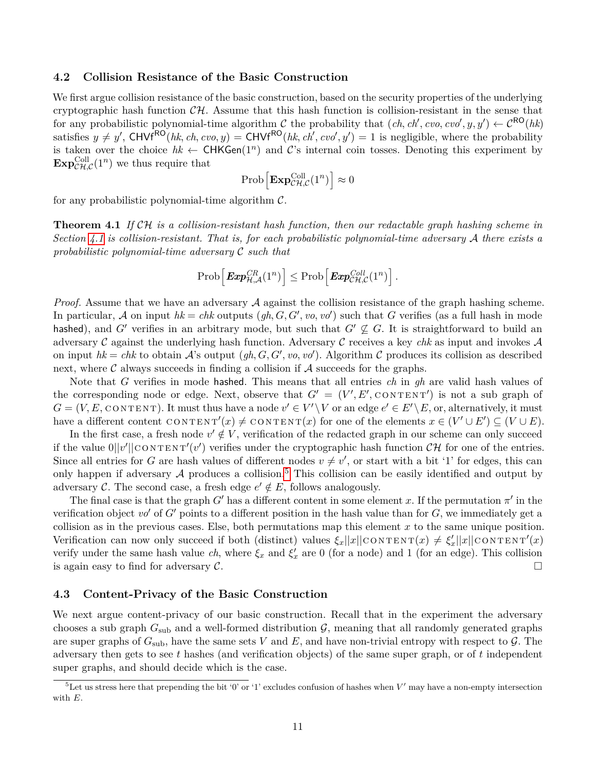### 4.2 Collision Resistance of the Basic Construction

We first argue collision resistance of the basic construction, based on the security properties of the underlying cryptographic hash function $\mathcal{CH}$. Assume that this hash function is collision-resistant in the sense that for any probabilistic polynomial-time algorithm $\mathcal{C}$ the probability that $(ch, ch', cvo, cvo', y, y') \leftarrow \mathcal{C}^{\mathsf{RO}}(hk)$ satisfies $y \neq y'$, $\mathsf{CHVf}^{\mathsf{RO}}(hk, ch, cvo, y) = \mathsf{CHVf}^{\mathsf{RO}}(hk, ch', cvo', y') = 1$ is negligible, where the probability is taken over the choice $hk \leftarrow \mathsf{CHKGen}(1^n)$ and $\mathcal{C}$'s internal coin tosses. Denoting this experiment by $\mathbf{Exp}^{\mathrm{Coll}}_{\mathcal{CH},\mathcal{C}}(1^n)$ we thus require that

$$\mathrm{Prob}\Big[\mathbf{Exp}^{\mathrm{Coll}}_{\mathcal{CH},\mathcal{C}}(1^n)\Big] \approx 0$$

for any probabilistic polynomial-time algorithm $\mathcal{C}$.

**Theorem 4.1** *If $\mathcal{CH}$ is a collision-resistant hash function, then our redactable graph hashing scheme in Section 4.1 is collision-resistant. That is, for each probabilistic polynomial-time adversary $\mathcal{A}$ there exists a probabilistic polynomial-time adversary $\mathcal{C}$ such that*

$$\mathrm{Prob}\Big[\boldsymbol{Exp}^{CR}_{\mathcal{H},\mathcal{A}}(1^n)\Big] \leq \mathrm{Prob}\Big[\boldsymbol{Exp}^{Coll}_{\mathcal{CH},\mathcal{C}}(1^n)\Big].$$

*Proof.* Assume that we have an adversary $\mathcal{A}$ against the collision resistance of the graph hashing scheme. In particular, $\mathcal{A}$ on input $hk = chk$ outputs $(gh, G, G', vo, vo')$ such that $G$ verifies (as a full hash in mode $\mathsf{hashed}$), and $G'$ verifies in an arbitrary mode, but such that $G' \not\subseteq G$. It is straightforward to build an adversary $\mathcal{C}$ against the underlying hash function. Adversary $\mathcal{C}$ receives a key $chk$ as input and invokes $\mathcal{A}$ on input $hk = chk$ to obtain $\mathcal{A}$'s output $(gh, G, G', vo, vo')$. Algorithm $\mathcal{C}$ produces its collision as described next, where $\mathcal{C}$ always succeeds in finding a collision if $\mathcal{A}$ succeeds for the graphs.

Note that $G$ verifies in mode $\mathsf{hashed}$. This means that all entries $ch$ in $gh$ are valid hash values of the corresponding node or edge. Next, observe that $G' = (V', E', \textsc{content}')$ is not a sub graph of $G = (V, E, \textsc{content})$. It must thus have a node $v' \in V' \setminus V$ or an edge $e' \in E' \setminus E$, or, alternatively, it must have a different content $\textsc{content}'(x) \neq \textsc{content}(x)$ for one of the elements $x \in (V' \cup E') \subseteq (V \cup E)$.

In the first case, a fresh node $v' \notin V$, verification of the redacted graph in our scheme can only succeed if the value $0||v'||\textsc{content}'(v')$ verifies under the cryptographic hash function $\mathcal{CH}$ for one of the entries. Since all entries for $G$ are hash values of different nodes $v \neq v'$, or start with a bit '1' for edges, this can only happen if adversary $\mathcal{A}$ produces a collision.[5] This collision can be easily identified and output by adversary $\mathcal{C}$. The second case, a fresh edge $e' \notin E$, follows analogously.

The final case is that the graph $G'$ has a different content in some element $x$. If the permutation $\pi'$ in the verification object $vo'$ of $G'$ points to a different position in the hash value than for $G$, we immediately get a collision as in the previous cases. Else, both permutations map this element $x$ to the same unique position. Verification can now only succeed if both (distinct) values $\xi_x||x||\textsc{content}(x) \neq \xi'_x||x||\textsc{content}'(x)$ verify under the same hash value $ch$, where $\xi_x$ and $\xi'_x$ are 0 (for a node) and 1 (for an edge). This collision is again easy to find for adversary $\mathcal{C}$. □

### 4.3 Content-Privacy of the Basic Construction

We next argue content-privacy of our basic construction. Recall that in the experiment the adversary chooses a sub graph $G_{\mathrm{sub}}$ and a well-formed distribution $\mathcal{G}$, meaning that all randomly generated graphs are super graphs of $G_{\mathrm{sub}}$, have the same sets $V$ and $E$, and have non-trivial entropy with respect to $\mathcal{G}$. The adversary then gets to see $t$ hashes (and verification objects) of the same super graph, or of $t$ independent super graphs, and should decide which is the case.

[5] Let us stress here that prepending the bit '0' or '1' excludes confusion of hashes when $V'$ may have a non-empty intersection with $E$.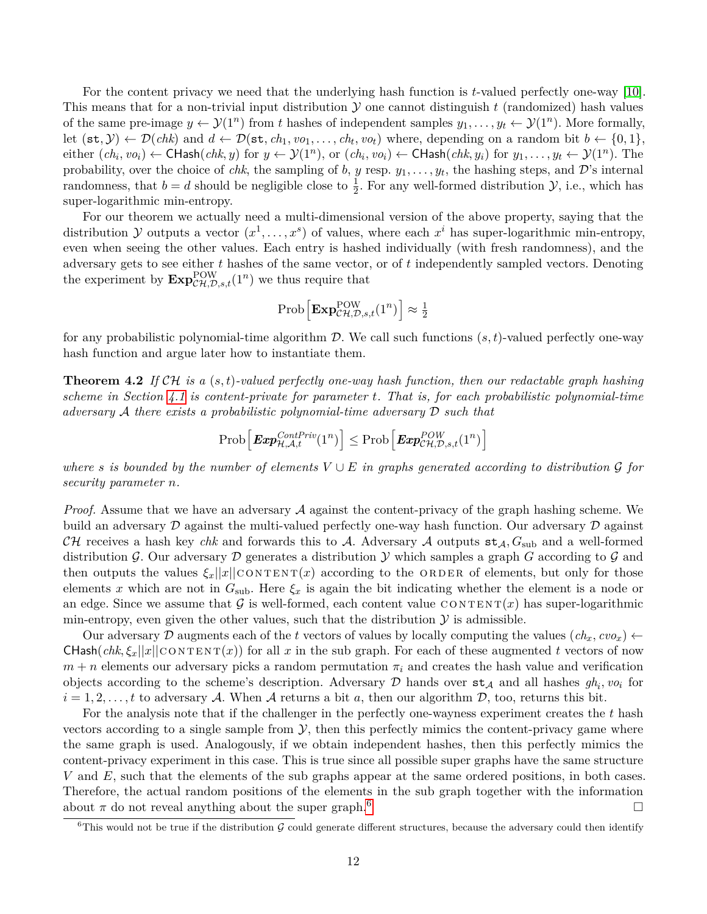For the content privacy we need that the underlying hash function is $t$-valued perfectly one-way [10]. This means that for a non-trivial input distribution $\mathcal{Y}$ one cannot distinguish $t$ (randomized) hash values of the same pre-image $y \leftarrow \mathcal{Y}(1^n)$ from $t$ hashes of independent samples $y_1, \ldots, y_t \leftarrow \mathcal{Y}(1^n)$. More formally, let $(\mathtt{st}, \mathcal{Y}) \leftarrow \mathcal{D}(chk)$ and $d \leftarrow \mathcal{D}(\mathtt{st}, ch_1, vo_1, \ldots, ch_t, vo_t)$ where, depending on a random bit $b \leftarrow \{0,1\}$, either $(ch_i, vo_i) \leftarrow \mathsf{CHash}(chk, y)$ for $y \leftarrow \mathcal{Y}(1^n)$, or $(ch_i, vo_i) \leftarrow \mathsf{CHash}(chk, y_i)$ for $y_1, \ldots, y_t \leftarrow \mathcal{Y}(1^n)$. The probability, over the choice of $chk$, the sampling of $b$, $y$ resp. $y_1, \ldots, y_t$, the hashing steps, and $\mathcal{D}$'s internal randomness, that $b = d$ should be negligible close to $\frac{1}{2}$. For any well-formed distribution $\mathcal{Y}$, i.e., which has super-logarithmic min-entropy.

For our theorem we actually need a multi-dimensional version of the above property, saying that the distribution $\mathcal{Y}$ outputs a vector $(x^1, \ldots, x^s)$ of values, where each $x^i$ has super-logarithmic min-entropy, even when seeing the other values. Each entry is hashed individually (with fresh randomness), and the adversary gets to see either $t$ hashes of the same vector, or of $t$ independently sampled vectors. Denoting the experiment by $\mathbf{Exp}^{\mathrm{POW}}_{\mathcal{CH},\mathcal{D},s,t}(1^n)$ we thus require that

$$\mathrm{Prob}\left[\mathbf{Exp}^{\mathrm{POW}}_{\mathcal{CH},\mathcal{D},s,t}(1^n)\right] \approx \tfrac{1}{2}$$

for any probabilistic polynomial-time algorithm $\mathcal{D}$. We call such functions $(s,t)$-valued perfectly one-way hash function and argue later how to instantiate them.

**Theorem 4.2** *If $\mathcal{CH}$ is a $(s,t)$-valued perfectly one-way hash function, then our redactable graph hashing scheme in Section 4.1 is content-private for parameter $t$. That is, for each probabilistic polynomial-time adversary $\mathcal{A}$ there exists a probabilistic polynomial-time adversary $\mathcal{D}$ such that*

$$\mathrm{Prob}\left[\boldsymbol{Exp}^{ContPriv}_{\mathcal{H},\mathcal{A},t}(1^n)\right] \leq \mathrm{Prob}\left[\boldsymbol{Exp}^{POW}_{\mathcal{CH},\mathcal{D},s,t}(1^n)\right]$$

*where $s$ is bounded by the number of elements $V \cup E$ in graphs generated according to distribution $\mathcal{G}$ for security parameter $n$.*

*Proof.* Assume that we have an adversary $\mathcal{A}$ against the content-privacy of the graph hashing scheme. We build an adversary $\mathcal{D}$ against the multi-valued perfectly one-way hash function. Our adversary $\mathcal{D}$ against $\mathcal{CH}$ receives a hash key $chk$ and forwards this to $\mathcal{A}$. Adversary $\mathcal{A}$ outputs $\mathtt{st}_{\mathcal{A}}, G_{\mathrm{sub}}$ and a well-formed distribution $\mathcal{G}$. Our adversary $\mathcal{D}$ generates a distribution $\mathcal{Y}$ which samples a graph $G$ according to $\mathcal{G}$ and then outputs the values $\xi_x||x||\textsc{content}(x)$ according to the $\textsc{order}$ of elements, but only for those elements $x$ which are not in $G_{\mathrm{sub}}$. Here $\xi_x$ is again the bit indicating whether the element is a node or an edge. Since we assume that $\mathcal{G}$ is well-formed, each content value $\textsc{content}(x)$ has super-logarithmic min-entropy, even given the other values, such that the distribution $\mathcal{Y}$ is admissible.

Our adversary $\mathcal{D}$ augments each of the $t$ vectors of values by locally computing the values $(ch_x, cvo_x) \leftarrow \mathsf{CHash}(chk, \xi_x||x||\textsc{content}(x))$ for all $x$ in the sub graph. For each of these augmented $t$ vectors of now $m+n$ elements our adversary picks a random permutation $\pi_i$ and creates the hash value and verification objects according to the scheme's description. Adversary $\mathcal{D}$ hands over $\mathtt{st}_{\mathcal{A}}$ and all hashes $gh_i, vo_i$ for $i = 1, 2, \ldots, t$ to adversary $\mathcal{A}$. When $\mathcal{A}$ returns a bit $a$, then our algorithm $\mathcal{D}$, too, returns this bit.

For the analysis note that if the challenger in the perfectly one-wayness experiment creates the $t$ hash vectors according to a single sample from $\mathcal{Y}$, then this perfectly mimics the content-privacy game where the same graph is used. Analogously, if we obtain independent hashes, then this perfectly mimics the content-privacy experiment in this case. This is true since all possible super graphs have the same structure $V$ and $E$, such that the elements of the sub graphs appear at the same ordered positions, in both cases. Therefore, the actual random positions of the elements in the sub graph together with the information about $\pi$ do not reveal anything about the super graph.[6] □

[6] This would not be true if the distribution $\mathcal{G}$ could generate different structures, because the adversary could then identify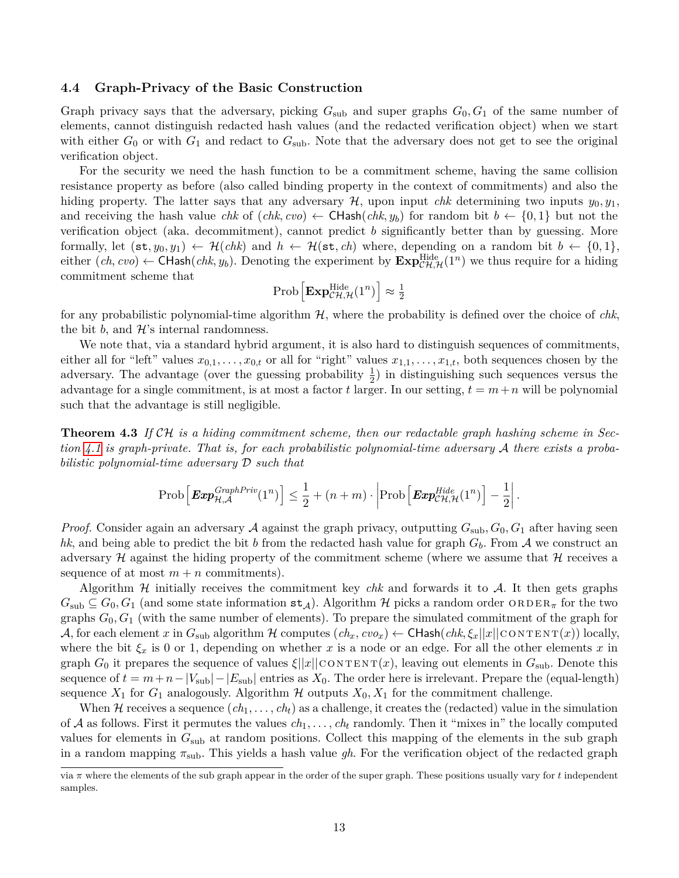### 4.4 Graph-Privacy of the Basic Construction

Graph privacy says that the adversary, picking $G_{\text{sub}}$ and super graphs $G_0, G_1$ of the same number of elements, cannot distinguish redacted hash values (and the redacted verification object) when we start with either $G_0$ or with $G_1$ and redact to $G_{\text{sub}}$. Note that the adversary does not get to see the original verification object.

For the security we need the hash function to be a commitment scheme, having the same collision resistance property as before (also called binding property in the context of commitments) and also the hiding property. The latter says that any adversary $\mathcal{H}$, upon input *chk* determining two inputs $y_0, y_1$, and receiving the hash value *chk* of $(chk, cvo) \leftarrow \mathsf{CHash}(chk, y_b)$ for random bit $b \leftarrow \{0,1\}$ but not the verification object (aka. decommitment), cannot predict $b$ significantly better than by guessing. More formally, let $(\mathtt{st}, y_0, y_1) \leftarrow \mathcal{H}(chk)$ and $h \leftarrow \mathcal{H}(\mathtt{st}, ch)$ where, depending on a random bit $b \leftarrow \{0,1\}$, either $(ch, cvo) \leftarrow \mathsf{CHash}(chk, y_b)$. Denoting the experiment by $\mathbf{Exp}^{\text{Hide}}_{\mathcal{CH},\mathcal{H}}(1^n)$ we thus require for a hiding commitment scheme that

$$\text{Prob}\left[\mathbf{Exp}^{\text{Hide}}_{\mathcal{CH},\mathcal{H}}(1^n)\right] \approx \tfrac{1}{2}$$

for any probabilistic polynomial-time algorithm $\mathcal{H}$, where the probability is defined over the choice of *chk*, the bit $b$, and $\mathcal{H}$'s internal randomness.

We note that, via a standard hybrid argument, it is also hard to distinguish sequences of commitments, either all for "left" values $x_{0,1}, \ldots, x_{0,t}$ or all for "right" values $x_{1,1}, \ldots, x_{1,t}$, both sequences chosen by the adversary. The advantage (over the guessing probability $\frac{1}{2}$) in distinguishing such sequences versus the advantage for a single commitment, is at most a factor $t$ larger. In our setting, $t = m+n$ will be polynomial such that the advantage is still negligible.

**Theorem 4.3** *If $\mathcal{CH}$ is a hiding commitment scheme, then our redactable graph hashing scheme in Section 4.1 is graph-private. That is, for each probabilistic polynomial-time adversary $\mathcal{A}$ there exists a probabilistic polynomial-time adversary $\mathcal{D}$ such that*

$$\text{Prob}\left[\boldsymbol{Exp}^{\mathit{GraphPriv}}_{\mathcal{H},\mathcal{A}}(1^n)\right] \leq \frac{1}{2} + (n+m) \cdot \left|\text{Prob}\left[\boldsymbol{Exp}^{\mathit{Hide}}_{\mathcal{CH},\mathcal{H}}(1^n)\right] - \frac{1}{2}\right|.$$

*Proof.* Consider again an adversary $\mathcal{A}$ against the graph privacy, outputting $G_{\text{sub}}, G_0, G_1$ after having seen *hk*, and being able to predict the bit $b$ from the redacted hash value for graph $G_b$. From $\mathcal{A}$ we construct an adversary $\mathcal{H}$ against the hiding property of the commitment scheme (where we assume that $\mathcal{H}$ receives a sequence of at most $m+n$ commitments).

Algorithm $\mathcal{H}$ initially receives the commitment key *chk* and forwards it to $\mathcal{A}$. It then gets graphs $G_{\text{sub}} \subseteq G_0, G_1$ (and some state information $\mathtt{st}_{\mathcal{A}}$). Algorithm $\mathcal{H}$ picks a random order $\text{ORDER}_\pi$ for the two graphs $G_0, G_1$ (with the same number of elements). To prepare the simulated commitment of the graph for $\mathcal{A}$, for each element $x$ in $G_{\text{sub}}$ algorithm $\mathcal{H}$ computes $(ch_x, cvo_x) \leftarrow \mathsf{CHash}(chk, \xi_x||x||\text{CONTENT}(x))$ locally, where the bit $\xi_x$ is 0 or 1, depending on whether $x$ is a node or an edge. For all the other elements $x$ in graph $G_0$ it prepares the sequence of values $\xi||x||\text{CONTENT}(x)$, leaving out elements in $G_{\text{sub}}$. Denote this sequence of $t = m+n-|V_{\text{sub}}|-|E_{\text{sub}}|$ entries as $X_0$. The order here is irrelevant. Prepare the (equal-length) sequence $X_1$ for $G_1$ analogously. Algorithm $\mathcal{H}$ outputs $X_0, X_1$ for the commitment challenge.

When $\mathcal{H}$ receives a sequence $(ch_1, \ldots, ch_t)$ as a challenge, it creates the (redacted) value in the simulation of $\mathcal{A}$ as follows. First it permutes the values $ch_1, \ldots, ch_t$ randomly. Then it "mixes in" the locally computed values for elements in $G_{\text{sub}}$ at random positions. Collect this mapping of the elements in the sub graph in a random mapping $\pi_{\text{sub}}$. This yields a hash value *gh*. For the verification object of the redacted graph

via $\pi$ where the elements of the sub graph appear in the order of the super graph. These positions usually vary for $t$ independent samples.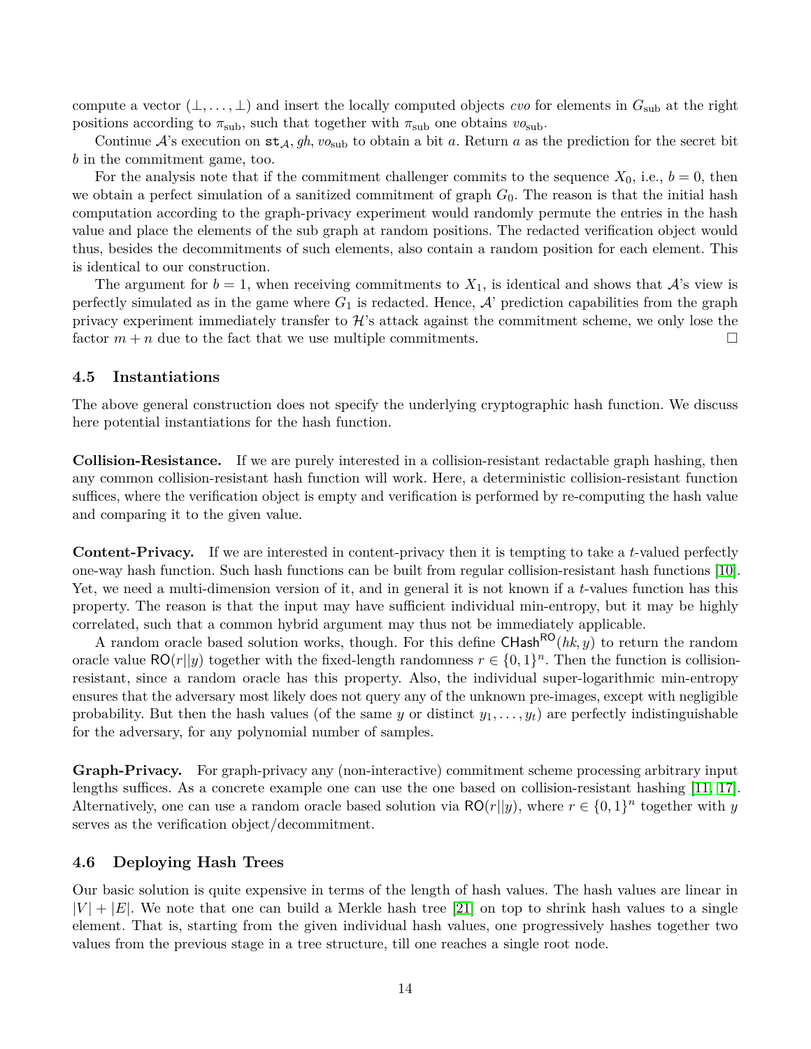compute a vector $(\bot, \dots, \bot)$ and insert the locally computed objects $cvo$ for elements in $G_{\text{sub}}$ at the right positions according to $\pi_{\text{sub}}$, such that together with $\pi_{\text{sub}}$ one obtains $vo_{\text{sub}}$.

Continue $\mathcal{A}$'s execution on $\mathtt{st}_{\mathcal{A}}$, $gh$, $vo_{\text{sub}}$ to obtain a bit $a$. Return $a$ as the prediction for the secret bit $b$ in the commitment game, too.

For the analysis note that if the commitment challenger commits to the sequence $X_0$, i.e., $b = 0$, then we obtain a perfect simulation of a sanitized commitment of graph $G_0$. The reason is that the initial hash computation according to the graph-privacy experiment would randomly permute the entries in the hash value and place the elements of the sub graph at random positions. The redacted verification object would thus, besides the decommitments of such elements, also contain a random position for each element. This is identical to our construction.

The argument for $b = 1$, when receiving commitments to $X_1$, is identical and shows that $\mathcal{A}$'s view is perfectly simulated as in the game where $G_1$ is redacted. Hence, $\mathcal{A}$' prediction capabilities from the graph privacy experiment immediately transfer to $\mathcal{H}$'s attack against the commitment scheme, we only lose the factor $m + n$ due to the fact that we use multiple commitments. □

### 4.5 Instantiations

The above general construction does not specify the underlying cryptographic hash function. We discuss here potential instantiations for the hash function.

**Collision-Resistance.** If we are purely interested in a collision-resistant redactable graph hashing, then any common collision-resistant hash function will work. Here, a deterministic collision-resistant function suffices, where the verification object is empty and verification is performed by re-computing the hash value and comparing it to the given value.

**Content-Privacy.** If we are interested in content-privacy then it is tempting to take a $t$-valued perfectly one-way hash function. Such hash functions can be built from regular collision-resistant hash functions [10]. Yet, we need a multi-dimension version of it, and in general it is not known if a $t$-values function has this property. The reason is that the input may have sufficient individual min-entropy, but it may be highly correlated, such that a common hybrid argument may thus not be immediately applicable.

A random oracle based solution works, though. For this define $\mathsf{CHash}^{\mathsf{RO}}(hk, y)$ to return the random oracle value $\mathsf{RO}(r||y)$ together with the fixed-length randomness $r \in \{0,1\}^n$. Then the function is collision-resistant, since a random oracle has this property. Also, the individual super-logarithmic min-entropy ensures that the adversary most likely does not query any of the unknown pre-images, except with negligible probability. But then the hash values (of the same $y$ or distinct $y_1, \dots, y_t$) are perfectly indistinguishable for the adversary, for any polynomial number of samples.

**Graph-Privacy.** For graph-privacy any (non-interactive) commitment scheme processing arbitrary input lengths suffices. As a concrete example one can use the one based on collision-resistant hashing [11, 17]. Alternatively, one can use a random oracle based solution via $\mathsf{RO}(r||y)$, where $r \in \{0,1\}^n$ together with $y$ serves as the verification object/decommitment.

### 4.6 Deploying Hash Trees

Our basic solution is quite expensive in terms of the length of hash values. The hash values are linear in $|V| + |E|$. We note that one can build a Merkle hash tree [21] on top to shrink hash values to a single element. That is, starting from the given individual hash values, one progressively hashes together two values from the previous stage in a tree structure, till one reaches a single root node.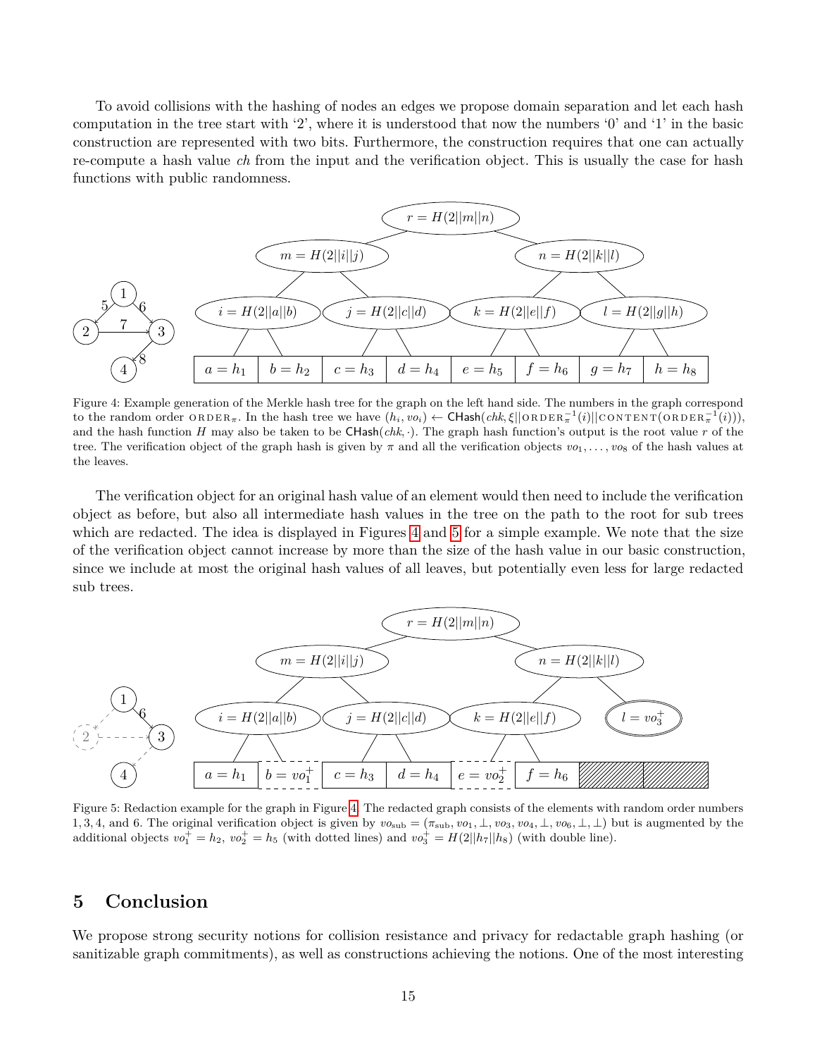To avoid collisions with the hashing of nodes an edges we propose domain separation and let each hash computation in the tree start with '2', where it is understood that now the numbers '0' and '1' in the basic construction are represented with two bits. Furthermore, the construction requires that one can actually re-compute a hash value $ch$ from the input and the verification object. This is usually the case for hash functions with public randomness.

Figure 4: Example generation of the Merkle hash tree for the graph on the left hand side. The numbers in the graph correspond to the random order $\text{ORDER}_\pi$. In the hash tree we have $(h_i, vo_i) \leftarrow \mathsf{CHash}(chk, \xi || \text{ORDER}_\pi^{-1}(i) || \text{CONTENT}(\text{ORDER}_\pi^{-1}(i)))$, and the hash function $H$ may also be taken to be $\mathsf{CHash}(chk, \cdot)$. The graph hash function's output is the root value $r$ of the tree. The verification object of the graph hash is given by $\pi$ and all the verification objects $vo_1, \ldots, vo_8$ of the hash values at the leaves.

The verification object for an original hash value of an element would then need to include the verification object as before, but also all intermediate hash values in the tree on the path to the root for sub trees which are redacted. The idea is displayed in Figures 4 and 5 for a simple example. We note that the size of the verification object cannot increase by more than the size of the hash value in our basic construction, since we include at most the original hash values of all leaves, but potentially even less for large redacted sub trees.

Figure 5: Redaction example for the graph in Figure 4. The redacted graph consists of the elements with random order numbers 1, 3, 4, and 6. The original verification object is given by $vo_{\text{sub}} = (\pi_{\text{sub}}, vo_1, \bot, vo_3, vo_4, \bot, vo_6, \bot, \bot)$ but is augmented by the additional objects $vo_1^+ = h_2$, $vo_2^+ = h_5$ (with dotted lines) and $vo_3^+ = H(2||h_7||h_8)$ (with double line).

## 5 Conclusion

We propose strong security notions for collision resistance and privacy for redactable graph hashing (or sanitizable graph commitments), as well as constructions achieving the notions. One of the most interesting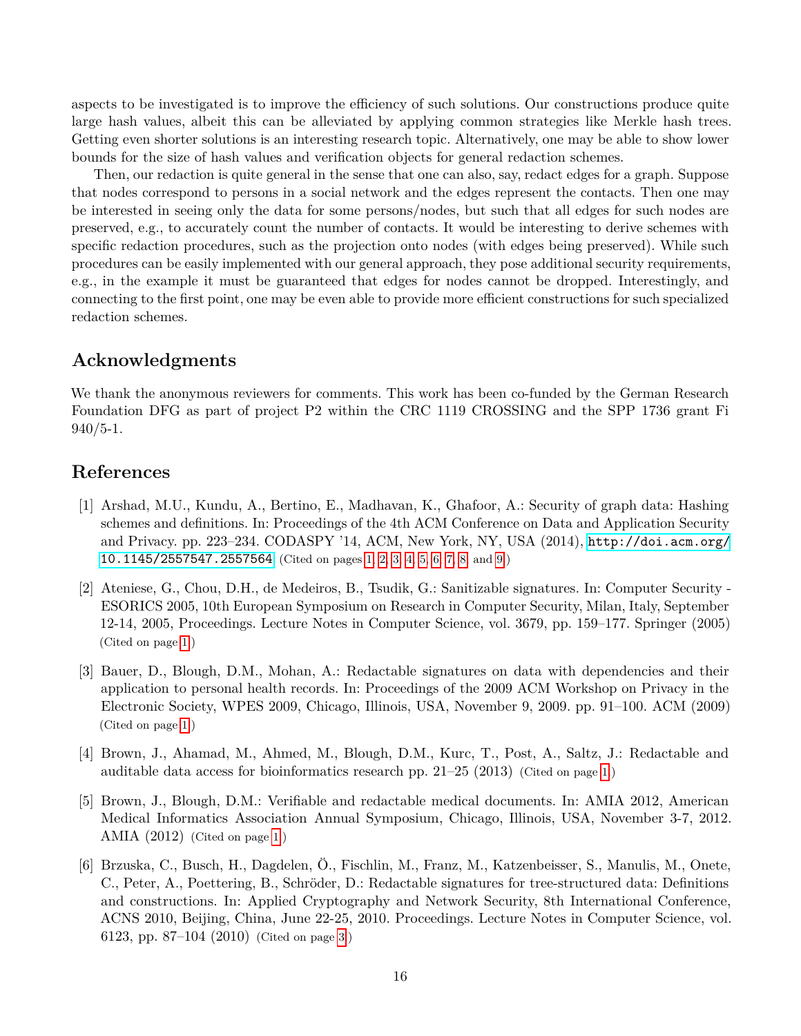aspects to be investigated is to improve the efficiency of such solutions. Our constructions produce quite large hash values, albeit this can be alleviated by applying common strategies like Merkle hash trees. Getting even shorter solutions is an interesting research topic. Alternatively, one may be able to show lower bounds for the size of hash values and verification objects for general redaction schemes.

Then, our redaction is quite general in the sense that one can also, say, redact edges for a graph. Suppose that nodes correspond to persons in a social network and the edges represent the contacts. Then one may be interested in seeing only the data for some persons/nodes, but such that all edges for such nodes are preserved, e.g., to accurately count the number of contacts. It would be interesting to derive schemes with specific redaction procedures, such as the projection onto nodes (with edges being preserved). While such procedures can be easily implemented with our general approach, they pose additional security requirements, e.g., in the example it must be guaranteed that edges for nodes cannot be dropped. Interestingly, and connecting to the first point, one may be even able to provide more efficient constructions for such specialized redaction schemes.

## Acknowledgments

We thank the anonymous reviewers for comments. This work has been co-funded by the German Research Foundation DFG as part of project P2 within the CRC 1119 CROSSING and the SPP 1736 grant Fi 940/5-1.

## References

[1] Arshad, M.U., Kundu, A., Bertino, E., Madhavan, K., Ghafoor, A.: Security of graph data: Hashing schemes and definitions. In: Proceedings of the 4th ACM Conference on Data and Application Security and Privacy. pp. 223–234. CODASPY '14, ACM, New York, NY, USA (2014), http://doi.acm.org/10.1145/2557547.2557564 (Cited on pages 1, 2, 3, 4, 5, 6, 7, 8, and 9.)

[2] Ateniese, G., Chou, D.H., de Medeiros, B., Tsudik, G.: Sanitizable signatures. In: Computer Security - ESORICS 2005, 10th European Symposium on Research in Computer Security, Milan, Italy, September 12-14, 2005, Proceedings. Lecture Notes in Computer Science, vol. 3679, pp. 159–177. Springer (2005) (Cited on page 1.)

[3] Bauer, D., Blough, D.M., Mohan, A.: Redactable signatures on data with dependencies and their application to personal health records. In: Proceedings of the 2009 ACM Workshop on Privacy in the Electronic Society, WPES 2009, Chicago, Illinois, USA, November 9, 2009. pp. 91–100. ACM (2009) (Cited on page 1.)

[4] Brown, J., Ahamad, M., Ahmed, M., Blough, D.M., Kurc, T., Post, A., Saltz, J.: Redactable and auditable data access for bioinformatics research pp. 21–25 (2013) (Cited on page 1.)

[5] Brown, J., Blough, D.M.: Verifiable and redactable medical documents. In: AMIA 2012, American Medical Informatics Association Annual Symposium, Chicago, Illinois, USA, November 3-7, 2012. AMIA (2012) (Cited on page 1.)

[6] Brzuska, C., Busch, H., Dagdelen, Ö., Fischlin, M., Franz, M., Katzenbeisser, S., Manulis, M., Onete, C., Peter, A., Poettering, B., Schröder, D.: Redactable signatures for tree-structured data: Definitions and constructions. In: Applied Cryptography and Network Security, 8th International Conference, ACNS 2010, Beijing, China, June 22-25, 2010. Proceedings. Lecture Notes in Computer Science, vol. 6123, pp. 87–104 (2010) (Cited on page 3.)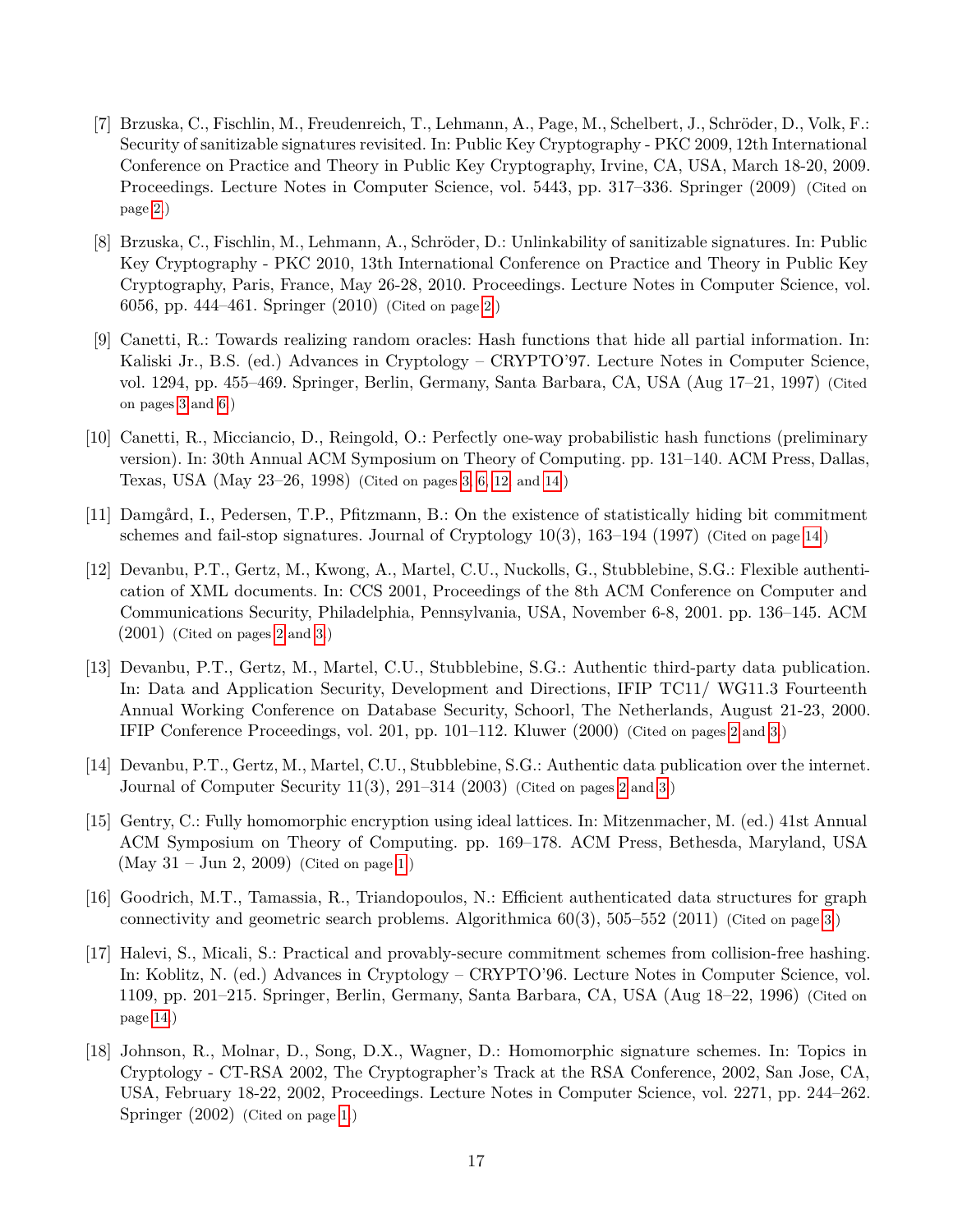[7] Brzuska, C., Fischlin, M., Freudenreich, T., Lehmann, A., Page, M., Schelbert, J., Schröder, D., Volk, F.: Security of sanitizable signatures revisited. In: Public Key Cryptography - PKC 2009, 12th International Conference on Practice and Theory in Public Key Cryptography, Irvine, CA, USA, March 18-20, 2009. Proceedings. Lecture Notes in Computer Science, vol. 5443, pp. 317–336. Springer (2009) (Cited on page 2.)

[8] Brzuska, C., Fischlin, M., Lehmann, A., Schröder, D.: Unlinkability of sanitizable signatures. In: Public Key Cryptography - PKC 2010, 13th International Conference on Practice and Theory in Public Key Cryptography, Paris, France, May 26-28, 2010. Proceedings. Lecture Notes in Computer Science, vol. 6056, pp. 444–461. Springer (2010) (Cited on page 2.)

[9] Canetti, R.: Towards realizing random oracles: Hash functions that hide all partial information. In: Kaliski Jr., B.S. (ed.) Advances in Cryptology – CRYPTO'97. Lecture Notes in Computer Science, vol. 1294, pp. 455–469. Springer, Berlin, Germany, Santa Barbara, CA, USA (Aug 17–21, 1997) (Cited on pages 3 and 6.)

[10] Canetti, R., Micciancio, D., Reingold, O.: Perfectly one-way probabilistic hash functions (preliminary version). In: 30th Annual ACM Symposium on Theory of Computing. pp. 131–140. ACM Press, Dallas, Texas, USA (May 23–26, 1998) (Cited on pages 3, 6, 12, and 14.)

[11] Damgård, I., Pedersen, T.P., Pfitzmann, B.: On the existence of statistically hiding bit commitment schemes and fail-stop signatures. Journal of Cryptology 10(3), 163–194 (1997) (Cited on page 14.)

[12] Devanbu, P.T., Gertz, M., Kwong, A., Martel, C.U., Nuckolls, G., Stubblebine, S.G.: Flexible authentication of XML documents. In: CCS 2001, Proceedings of the 8th ACM Conference on Computer and Communications Security, Philadelphia, Pennsylvania, USA, November 6-8, 2001. pp. 136–145. ACM (2001) (Cited on pages 2 and 3.)

[13] Devanbu, P.T., Gertz, M., Martel, C.U., Stubblebine, S.G.: Authentic third-party data publication. In: Data and Application Security, Development and Directions, IFIP TC11/ WG11.3 Fourteenth Annual Working Conference on Database Security, Schoorl, The Netherlands, August 21-23, 2000. IFIP Conference Proceedings, vol. 201, pp. 101–112. Kluwer (2000) (Cited on pages 2 and 3.)

[14] Devanbu, P.T., Gertz, M., Martel, C.U., Stubblebine, S.G.: Authentic data publication over the internet. Journal of Computer Security 11(3), 291–314 (2003) (Cited on pages 2 and 3.)

[15] Gentry, C.: Fully homomorphic encryption using ideal lattices. In: Mitzenmacher, M. (ed.) 41st Annual ACM Symposium on Theory of Computing. pp. 169–178. ACM Press, Bethesda, Maryland, USA (May 31 – Jun 2, 2009) (Cited on page 1.)

[16] Goodrich, M.T., Tamassia, R., Triandopoulos, N.: Efficient authenticated data structures for graph connectivity and geometric search problems. Algorithmica 60(3), 505–552 (2011) (Cited on page 3.)

[17] Halevi, S., Micali, S.: Practical and provably-secure commitment schemes from collision-free hashing. In: Koblitz, N. (ed.) Advances in Cryptology – CRYPTO'96. Lecture Notes in Computer Science, vol. 1109, pp. 201–215. Springer, Berlin, Germany, Santa Barbara, CA, USA (Aug 18–22, 1996) (Cited on page 14.)

[18] Johnson, R., Molnar, D., Song, D.X., Wagner, D.: Homomorphic signature schemes. In: Topics in Cryptology - CT-RSA 2002, The Cryptographer's Track at the RSA Conference, 2002, San Jose, CA, USA, February 18-22, 2002, Proceedings. Lecture Notes in Computer Science, vol. 2271, pp. 244–262. Springer (2002) (Cited on page 1.)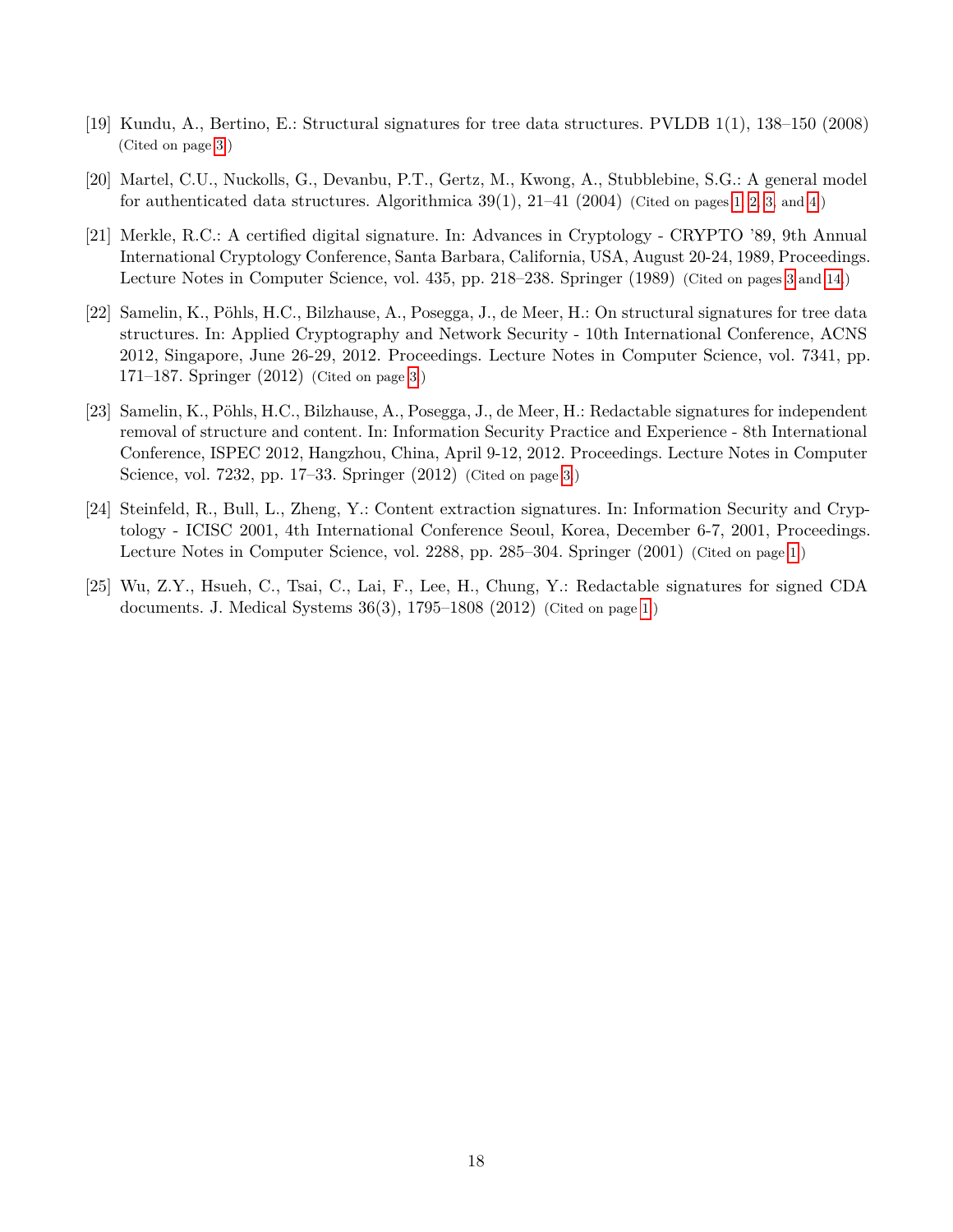[19] Kundu, A., Bertino, E.: Structural signatures for tree data structures. PVLDB 1(1), 138–150 (2008) (Cited on page 3)

[20] Martel, C.U., Nuckolls, G., Devanbu, P.T., Gertz, M., Kwong, A., Stubblebine, S.G.: A general model for authenticated data structures. Algorithmica 39(1), 21–41 (2004) (Cited on pages 1, 2, 3, and 4)

[21] Merkle, R.C.: A certified digital signature. In: Advances in Cryptology - CRYPTO '89, 9th Annual International Cryptology Conference, Santa Barbara, California, USA, August 20-24, 1989, Proceedings. Lecture Notes in Computer Science, vol. 435, pp. 218–238. Springer (1989) (Cited on pages 3 and 14)

[22] Samelin, K., Pöhls, H.C., Bilzhause, A., Posegga, J., de Meer, H.: On structural signatures for tree data structures. In: Applied Cryptography and Network Security - 10th International Conference, ACNS 2012, Singapore, June 26-29, 2012. Proceedings. Lecture Notes in Computer Science, vol. 7341, pp. 171–187. Springer (2012) (Cited on page 3)

[23] Samelin, K., Pöhls, H.C., Bilzhause, A., Posegga, J., de Meer, H.: Redactable signatures for independent removal of structure and content. In: Information Security Practice and Experience - 8th International Conference, ISPEC 2012, Hangzhou, China, April 9-12, 2012. Proceedings. Lecture Notes in Computer Science, vol. 7232, pp. 17–33. Springer (2012) (Cited on page 3)

[24] Steinfeld, R., Bull, L., Zheng, Y.: Content extraction signatures. In: Information Security and Cryptology - ICISC 2001, 4th International Conference Seoul, Korea, December 6-7, 2001, Proceedings. Lecture Notes in Computer Science, vol. 2288, pp. 285–304. Springer (2001) (Cited on page 1)

[25] Wu, Z.Y., Hsueh, C., Tsai, C., Lai, F., Lee, H., Chung, Y.: Redactable signatures for signed CDA documents. J. Medical Systems 36(3), 1795–1808 (2012) (Cited on page 1)